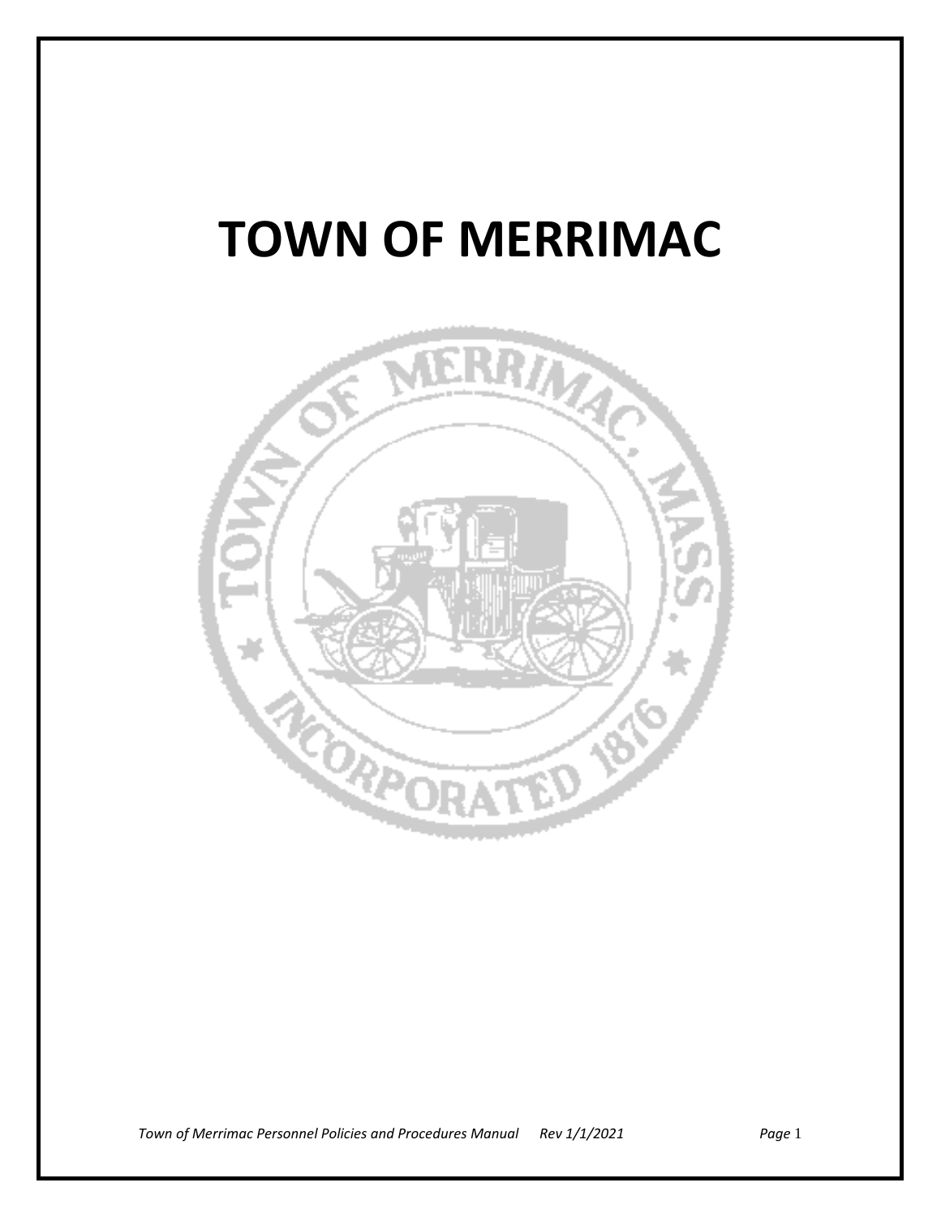# TOWN OF MERRIMAC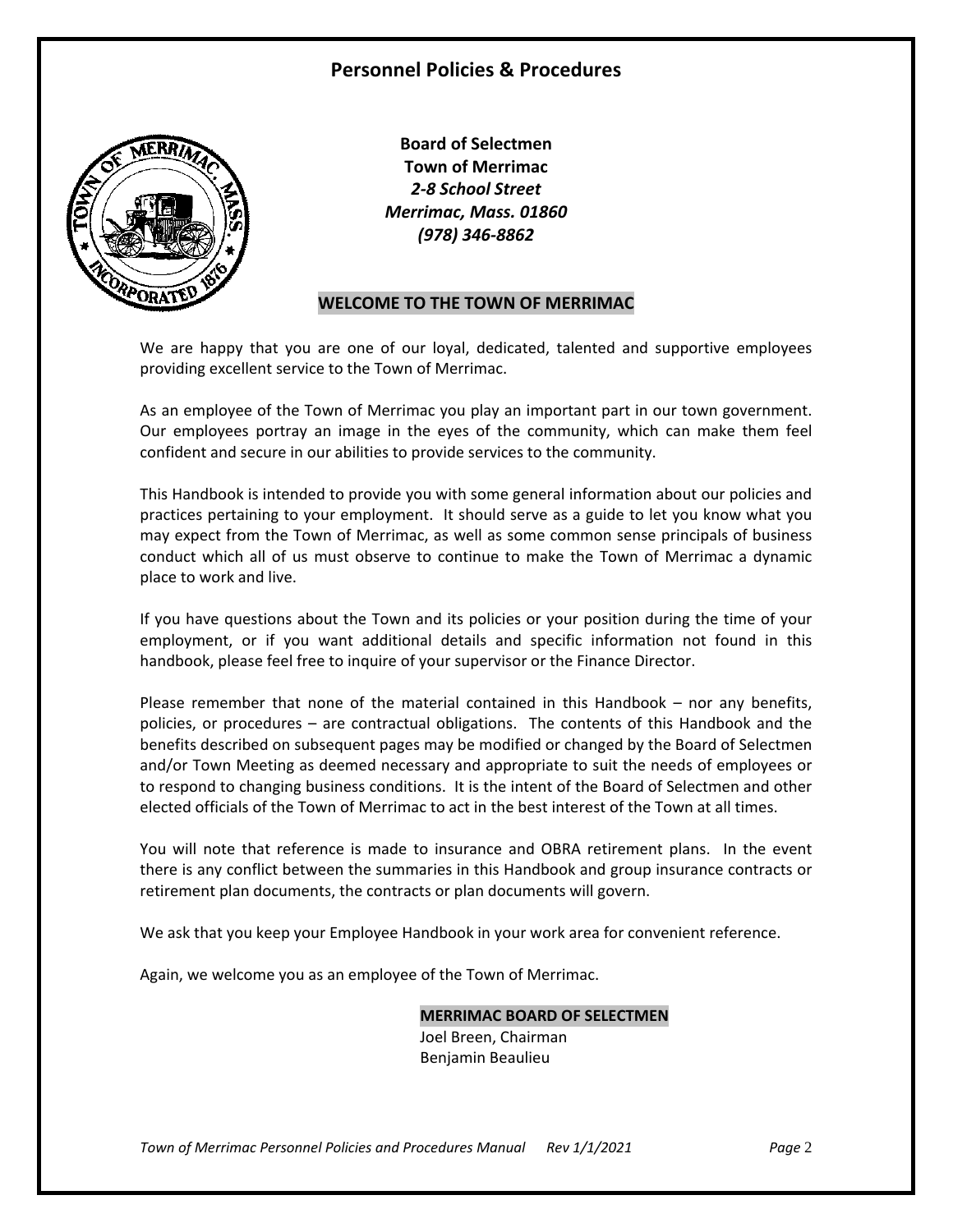# Personnel Policies & Procedures

**Board of Selectmen**
**Town of Merrimac**
***2-8 School Street***
***Merrimac, Mass. 01860***
***(978) 346-8862***

## WELCOME TO THE TOWN OF MERRIMAC

We are happy that you are one of our loyal, dedicated, talented and supportive employees providing excellent service to the Town of Merrimac.

As an employee of the Town of Merrimac you play an important part in our town government. Our employees portray an image in the eyes of the community, which can make them feel confident and secure in our abilities to provide services to the community.

This Handbook is intended to provide you with some general information about our policies and practices pertaining to your employment. It should serve as a guide to let you know what you may expect from the Town of Merrimac, as well as some common sense principals of business conduct which all of us must observe to continue to make the Town of Merrimac a dynamic place to work and live.

If you have questions about the Town and its policies or your position during the time of your employment, or if you want additional details and specific information not found in this handbook, please feel free to inquire of your supervisor or the Finance Director.

Please remember that none of the material contained in this Handbook – nor any benefits, policies, or procedures – are contractual obligations. The contents of this Handbook and the benefits described on subsequent pages may be modified or changed by the Board of Selectmen and/or Town Meeting as deemed necessary and appropriate to suit the needs of employees or to respond to changing business conditions. It is the intent of the Board of Selectmen and other elected officials of the Town of Merrimac to act in the best interest of the Town at all times.

You will note that reference is made to insurance and OBRA retirement plans. In the event there is any conflict between the summaries in this Handbook and group insurance contracts or retirement plan documents, the contracts or plan documents will govern.

We ask that you keep your Employee Handbook in your work area for convenient reference.

Again, we welcome you as an employee of the Town of Merrimac.

**MERRIMAC BOARD OF SELECTMEN**
Joel Breen, Chairman
Benjamin Beaulieu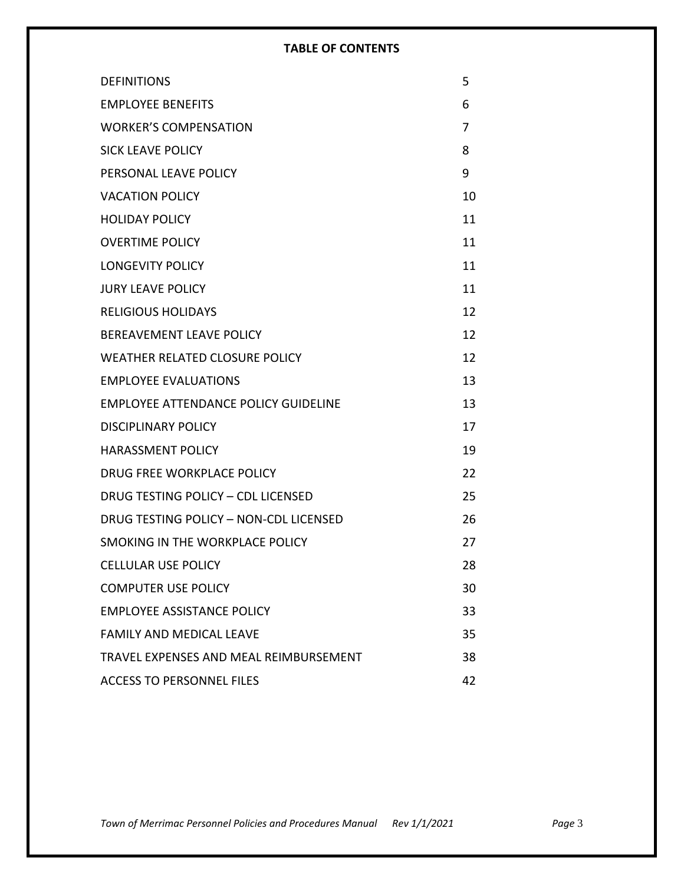**TABLE OF CONTENTS**

| | |
|---|---|
| DEFINITIONS | 5 |
| EMPLOYEE BENEFITS | 6 |
| WORKER'S COMPENSATION | 7 |
| SICK LEAVE POLICY | 8 |
| PERSONAL LEAVE POLICY | 9 |
| VACATION POLICY | 10 |
| HOLIDAY POLICY | 11 |
| OVERTIME POLICY | 11 |
| LONGEVITY POLICY | 11 |
| JURY LEAVE POLICY | 11 |
| RELIGIOUS HOLIDAYS | 12 |
| BEREAVEMENT LEAVE POLICY | 12 |
| WEATHER RELATED CLOSURE POLICY | 12 |
| EMPLOYEE EVALUATIONS | 13 |
| EMPLOYEE ATTENDANCE POLICY GUIDELINE | 13 |
| DISCIPLINARY POLICY | 17 |
| HARASSMENT POLICY | 19 |
| DRUG FREE WORKPLACE POLICY | 22 |
| DRUG TESTING POLICY – CDL LICENSED | 25 |
| DRUG TESTING POLICY – NON-CDL LICENSED | 26 |
| SMOKING IN THE WORKPLACE POLICY | 27 |
| CELLULAR USE POLICY | 28 |
| COMPUTER USE POLICY | 30 |
| EMPLOYEE ASSISTANCE POLICY | 33 |
| FAMILY AND MEDICAL LEAVE | 35 |
| TRAVEL EXPENSES AND MEAL REIMBURSEMENT | 38 |
| ACCESS TO PERSONNEL FILES | 42 |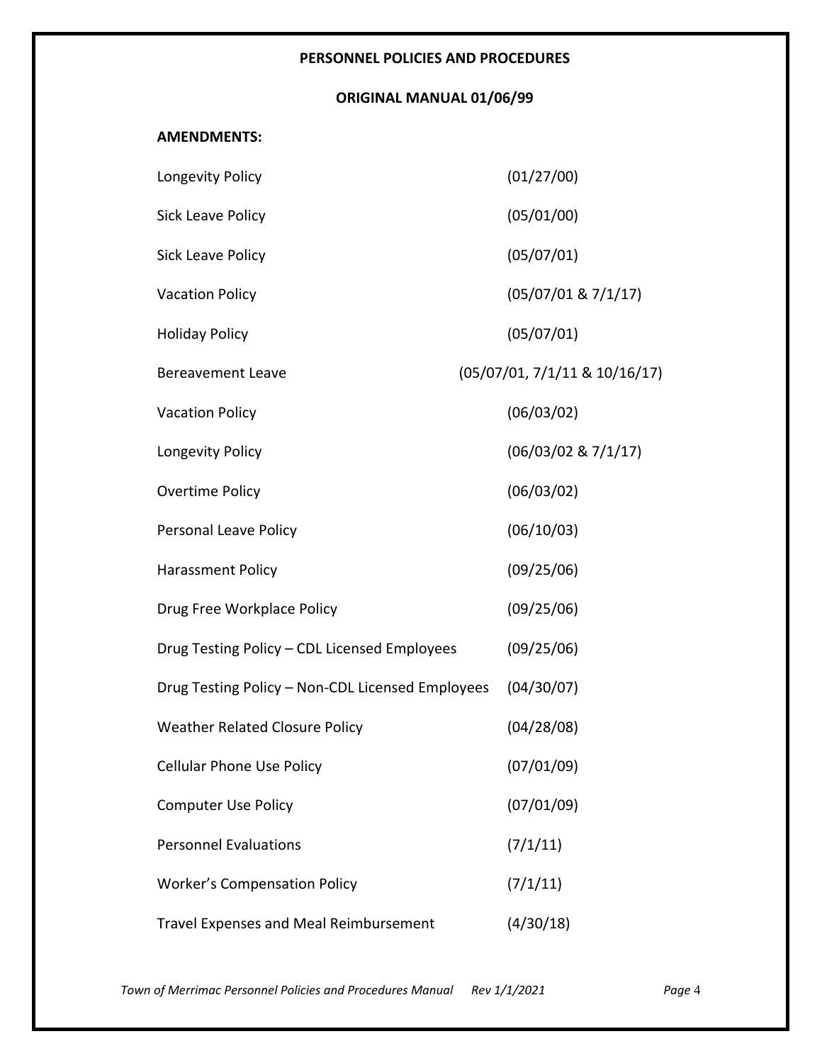**PERSONNEL POLICIES AND PROCEDURES**

**ORIGINAL MANUAL 01/06/99**

**AMENDMENTS:**

| | |
|---|---|
| Longevity Policy | (01/27/00) |
| Sick Leave Policy | (05/01/00) |
| Sick Leave Policy | (05/07/01) |
| Vacation Policy | (05/07/01 & 7/1/17) |
| Holiday Policy | (05/07/01) |
| Bereavement Leave | (05/07/01, 7/1/11 & 10/16/17) |
| Vacation Policy | (06/03/02) |
| Longevity Policy | (06/03/02 & 7/1/17) |
| Overtime Policy | (06/03/02) |
| Personal Leave Policy | (06/10/03) |
| Harassment Policy | (09/25/06) |
| Drug Free Workplace Policy | (09/25/06) |
| Drug Testing Policy – CDL Licensed Employees | (09/25/06) |
| Drug Testing Policy – Non-CDL Licensed Employees | (04/30/07) |
| Weather Related Closure Policy | (04/28/08) |
| Cellular Phone Use Policy | (07/01/09) |
| Computer Use Policy | (07/01/09) |
| Personnel Evaluations | (7/1/11) |
| Worker's Compensation Policy | (7/1/11) |
| Travel Expenses and Meal Reimbursement | (4/30/18) |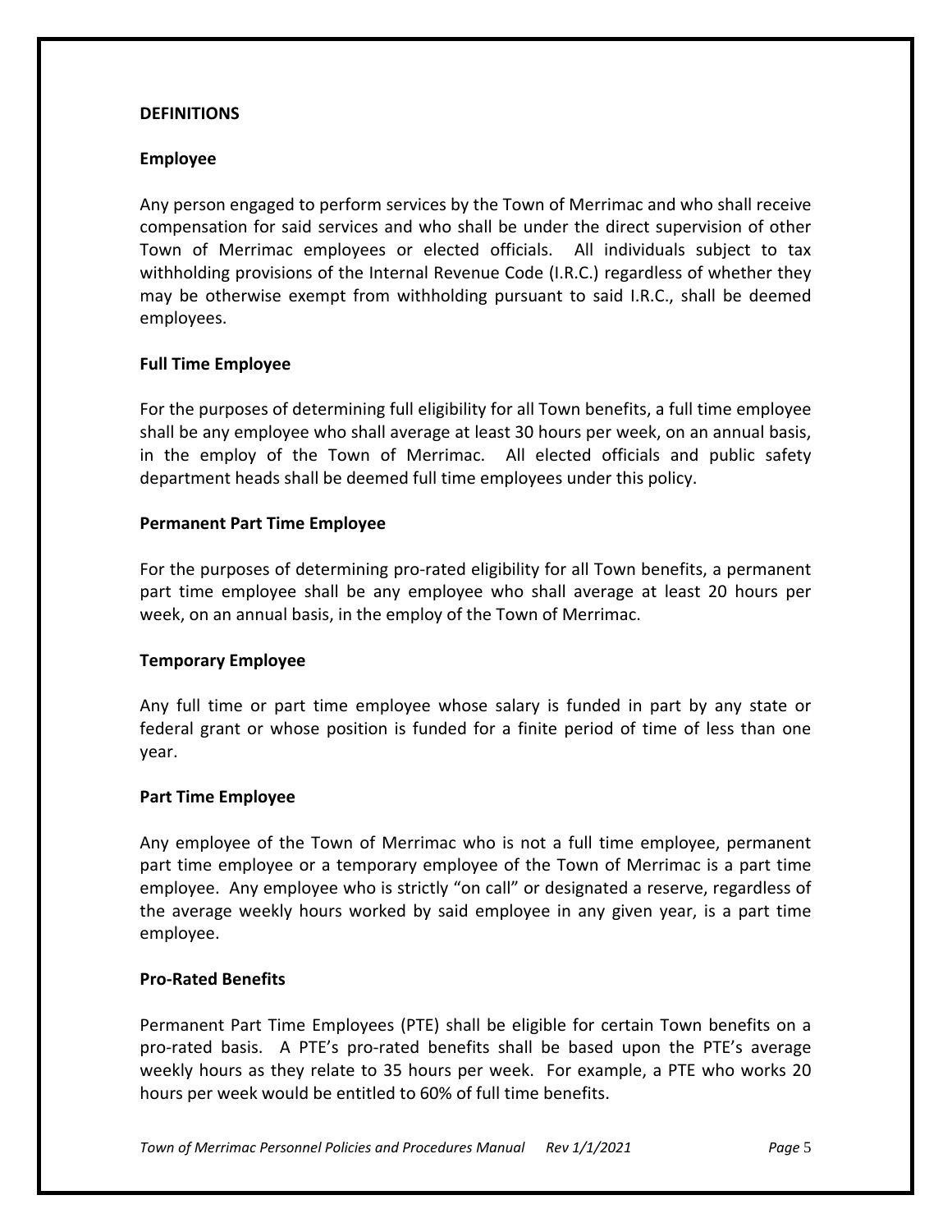## DEFINITIONS

### Employee

Any person engaged to perform services by the Town of Merrimac and who shall receive compensation for said services and who shall be under the direct supervision of other Town of Merrimac employees or elected officials. All individuals subject to tax withholding provisions of the Internal Revenue Code (I.R.C.) regardless of whether they may be otherwise exempt from withholding pursuant to said I.R.C., shall be deemed employees.

### Full Time Employee

For the purposes of determining full eligibility for all Town benefits, a full time employee shall be any employee who shall average at least 30 hours per week, on an annual basis, in the employ of the Town of Merrimac. All elected officials and public safety department heads shall be deemed full time employees under this policy.

### Permanent Part Time Employee

For the purposes of determining pro-rated eligibility for all Town benefits, a permanent part time employee shall be any employee who shall average at least 20 hours per week, on an annual basis, in the employ of the Town of Merrimac.

### Temporary Employee

Any full time or part time employee whose salary is funded in part by any state or federal grant or whose position is funded for a finite period of time of less than one year.

### Part Time Employee

Any employee of the Town of Merrimac who is not a full time employee, permanent part time employee or a temporary employee of the Town of Merrimac is a part time employee. Any employee who is strictly "on call" or designated a reserve, regardless of the average weekly hours worked by said employee in any given year, is a part time employee.

### Pro-Rated Benefits

Permanent Part Time Employees (PTE) shall be eligible for certain Town benefits on a pro-rated basis. A PTE's pro-rated benefits shall be based upon the PTE's average weekly hours as they relate to 35 hours per week. For example, a PTE who works 20 hours per week would be entitled to 60% of full time benefits.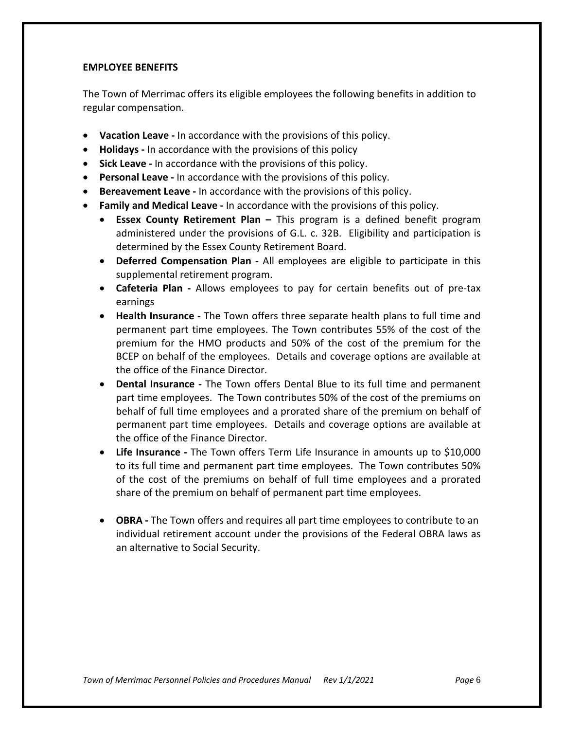**EMPLOYEE BENEFITS**

The Town of Merrimac offers its eligible employees the following benefits in addition to regular compensation.

- **Vacation Leave -** In accordance with the provisions of this policy.
- **Holidays -** In accordance with the provisions of this policy
- **Sick Leave -** In accordance with the provisions of this policy.
- **Personal Leave -** In accordance with the provisions of this policy.
- **Bereavement Leave -** In accordance with the provisions of this policy.
- **Family and Medical Leave -** In accordance with the provisions of this policy.
    - **Essex County Retirement Plan –** This program is a defined benefit program administered under the provisions of G.L. c. 32B. Eligibility and participation is determined by the Essex County Retirement Board.
    - **Deferred Compensation Plan -** All employees are eligible to participate in this supplemental retirement program.
    - **Cafeteria Plan -** Allows employees to pay for certain benefits out of pre-tax earnings
    - **Health Insurance -** The Town offers three separate health plans to full time and permanent part time employees. The Town contributes 55% of the cost of the premium for the HMO products and 50% of the cost of the premium for the BCEP on behalf of the employees. Details and coverage options are available at the office of the Finance Director.
    - **Dental Insurance -** The Town offers Dental Blue to its full time and permanent part time employees. The Town contributes 50% of the cost of the premiums on behalf of full time employees and a prorated share of the premium on behalf of permanent part time employees. Details and coverage options are available at the office of the Finance Director.
    - **Life Insurance -** The Town offers Term Life Insurance in amounts up to $10,000 to its full time and permanent part time employees. The Town contributes 50% of the cost of the premiums on behalf of full time employees and a prorated share of the premium on behalf of permanent part time employees.
    - **OBRA -** The Town offers and requires all part time employees to contribute to an individual retirement account under the provisions of the Federal OBRA laws as an alternative to Social Security.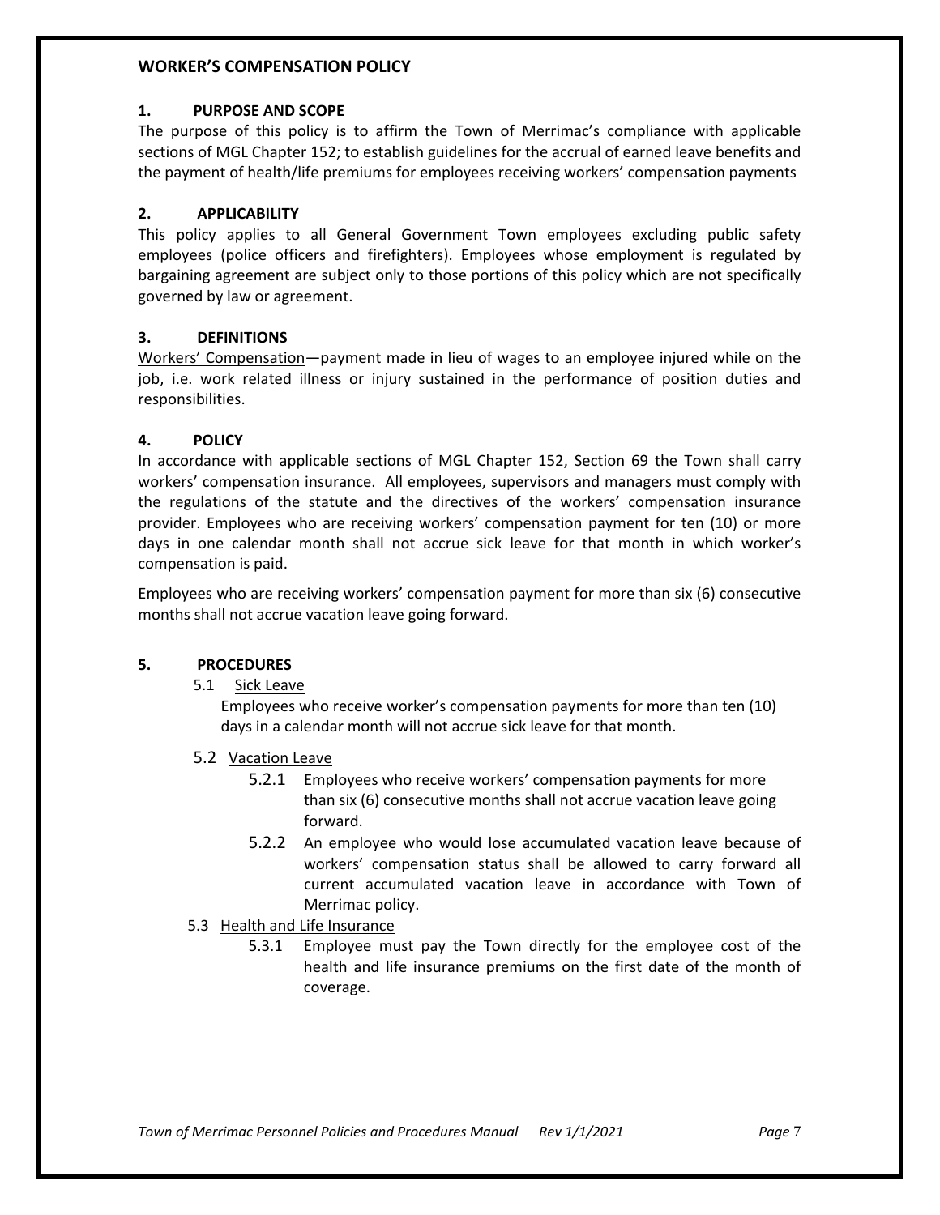## WORKER'S COMPENSATION POLICY

### 1. PURPOSE AND SCOPE

The purpose of this policy is to affirm the Town of Merrimac's compliance with applicable sections of MGL Chapter 152; to establish guidelines for the accrual of earned leave benefits and the payment of health/life premiums for employees receiving workers' compensation payments

### 2. APPLICABILITY

This policy applies to all General Government Town employees excluding public safety employees (police officers and firefighters). Employees whose employment is regulated by bargaining agreement are subject only to those portions of this policy which are not specifically governed by law or agreement.

### 3. DEFINITIONS

Workers' Compensation—payment made in lieu of wages to an employee injured while on the job, i.e. work related illness or injury sustained in the performance of position duties and responsibilities.

### 4. POLICY

In accordance with applicable sections of MGL Chapter 152, Section 69 the Town shall carry workers' compensation insurance. All employees, supervisors and managers must comply with the regulations of the statute and the directives of the workers' compensation insurance provider. Employees who are receiving workers' compensation payment for ten (10) or more days in one calendar month shall not accrue sick leave for that month in which worker's compensation is paid.

Employees who are receiving workers' compensation payment for more than six (6) consecutive months shall not accrue vacation leave going forward.

### 5. PROCEDURES

5.1 Sick Leave

Employees who receive worker's compensation payments for more than ten (10) days in a calendar month will not accrue sick leave for that month.

5.2 Vacation Leave

5.2.1 Employees who receive workers' compensation payments for more than six (6) consecutive months shall not accrue vacation leave going forward.

5.2.2 An employee who would lose accumulated vacation leave because of workers' compensation status shall be allowed to carry forward all current accumulated vacation leave in accordance with Town of Merrimac policy.

5.3 Health and Life Insurance

5.3.1 Employee must pay the Town directly for the employee cost of the health and life insurance premiums on the first date of the month of coverage.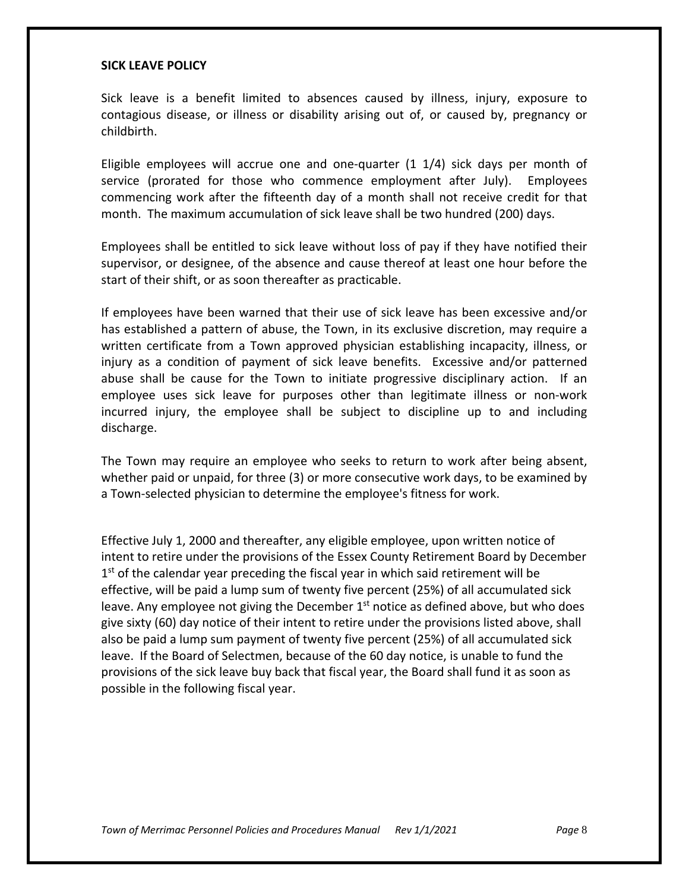**SICK LEAVE POLICY**

Sick leave is a benefit limited to absences caused by illness, injury, exposure to contagious disease, or illness or disability arising out of, or caused by, pregnancy or childbirth.

Eligible employees will accrue one and one-quarter (1 1/4) sick days per month of service (prorated for those who commence employment after July). Employees commencing work after the fifteenth day of a month shall not receive credit for that month. The maximum accumulation of sick leave shall be two hundred (200) days.

Employees shall be entitled to sick leave without loss of pay if they have notified their supervisor, or designee, of the absence and cause thereof at least one hour before the start of their shift, or as soon thereafter as practicable.

If employees have been warned that their use of sick leave has been excessive and/or has established a pattern of abuse, the Town, in its exclusive discretion, may require a written certificate from a Town approved physician establishing incapacity, illness, or injury as a condition of payment of sick leave benefits. Excessive and/or patterned abuse shall be cause for the Town to initiate progressive disciplinary action. If an employee uses sick leave for purposes other than legitimate illness or non-work incurred injury, the employee shall be subject to discipline up to and including discharge.

The Town may require an employee who seeks to return to work after being absent, whether paid or unpaid, for three (3) or more consecutive work days, to be examined by a Town-selected physician to determine the employee's fitness for work.

Effective July 1, 2000 and thereafter, any eligible employee, upon written notice of intent to retire under the provisions of the Essex County Retirement Board by December 1st of the calendar year preceding the fiscal year in which said retirement will be effective, will be paid a lump sum of twenty five percent (25%) of all accumulated sick leave. Any employee not giving the December 1st notice as defined above, but who does give sixty (60) day notice of their intent to retire under the provisions listed above, shall also be paid a lump sum payment of twenty five percent (25%) of all accumulated sick leave. If the Board of Selectmen, because of the 60 day notice, is unable to fund the provisions of the sick leave buy back that fiscal year, the Board shall fund it as soon as possible in the following fiscal year.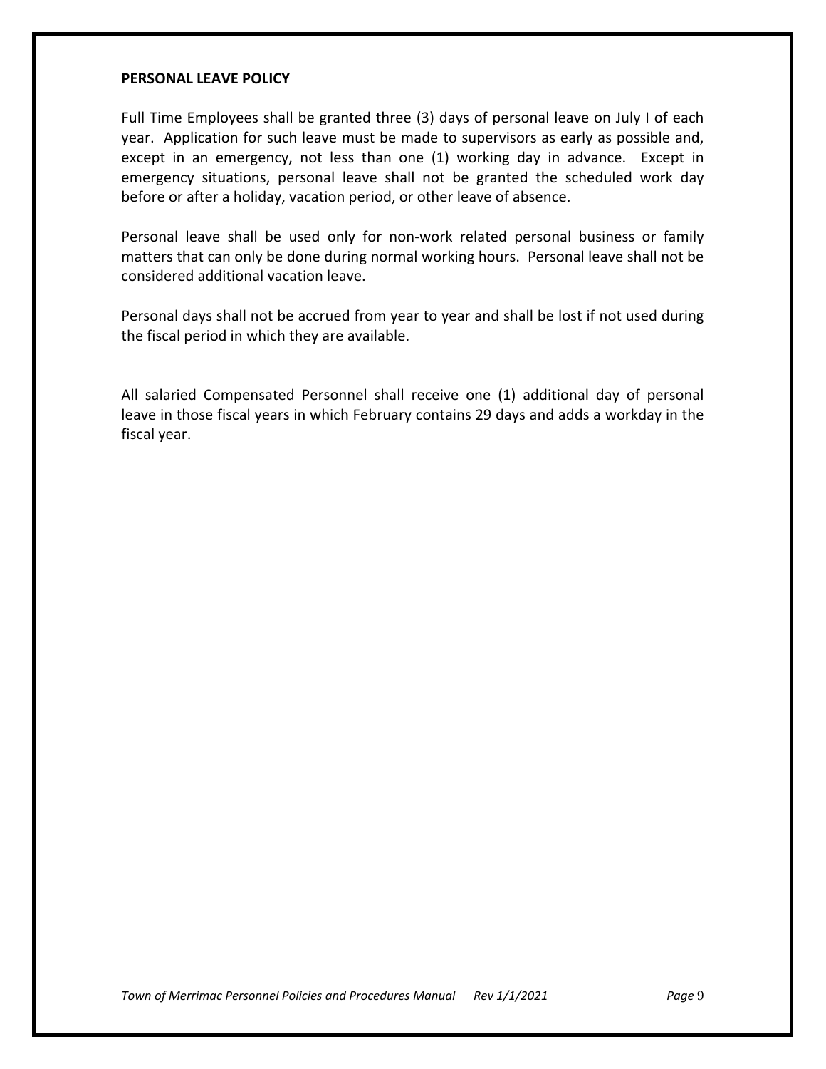**PERSONAL LEAVE POLICY**

Full Time Employees shall be granted three (3) days of personal leave on July I of each year. Application for such leave must be made to supervisors as early as possible and, except in an emergency, not less than one (1) working day in advance. Except in emergency situations, personal leave shall not be granted the scheduled work day before or after a holiday, vacation period, or other leave of absence.

Personal leave shall be used only for non-work related personal business or family matters that can only be done during normal working hours. Personal leave shall not be considered additional vacation leave.

Personal days shall not be accrued from year to year and shall be lost if not used during the fiscal period in which they are available.

All salaried Compensated Personnel shall receive one (1) additional day of personal leave in those fiscal years in which February contains 29 days and adds a workday in the fiscal year.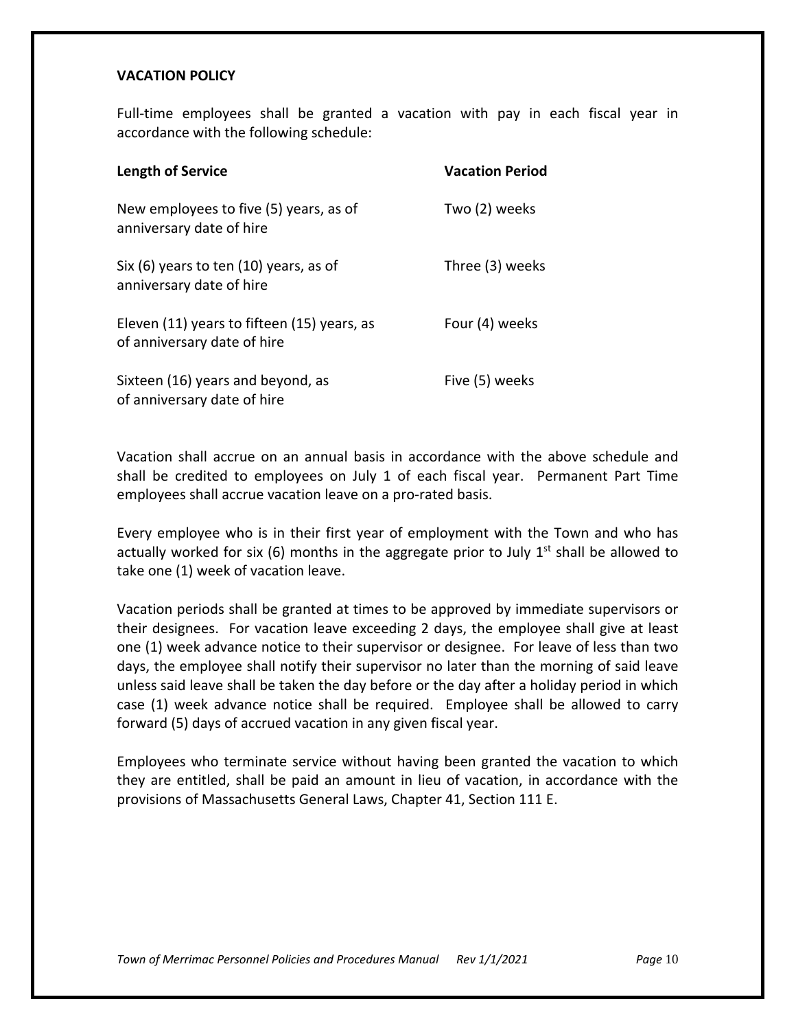## VACATION POLICY

Full-time employees shall be granted a vacation with pay in each fiscal year in accordance with the following schedule:

| Length of Service | Vacation Period |
|---|---|
| New employees to five (5) years, as of anniversary date of hire | Two (2) weeks |
| Six (6) years to ten (10) years, as of anniversary date of hire | Three (3) weeks |
| Eleven (11) years to fifteen (15) years, as of anniversary date of hire | Four (4) weeks |
| Sixteen (16) years and beyond, as of anniversary date of hire | Five (5) weeks |

Vacation shall accrue on an annual basis in accordance with the above schedule and shall be credited to employees on July 1 of each fiscal year. Permanent Part Time employees shall accrue vacation leave on a pro-rated basis.

Every employee who is in their first year of employment with the Town and who has actually worked for six (6) months in the aggregate prior to July 1st shall be allowed to take one (1) week of vacation leave.

Vacation periods shall be granted at times to be approved by immediate supervisors or their designees. For vacation leave exceeding 2 days, the employee shall give at least one (1) week advance notice to their supervisor or designee. For leave of less than two days, the employee shall notify their supervisor no later than the morning of said leave unless said leave shall be taken the day before or the day after a holiday period in which case (1) week advance notice shall be required. Employee shall be allowed to carry forward (5) days of accrued vacation in any given fiscal year.

Employees who terminate service without having been granted the vacation to which they are entitled, shall be paid an amount in lieu of vacation, in accordance with the provisions of Massachusetts General Laws, Chapter 41, Section 111 E.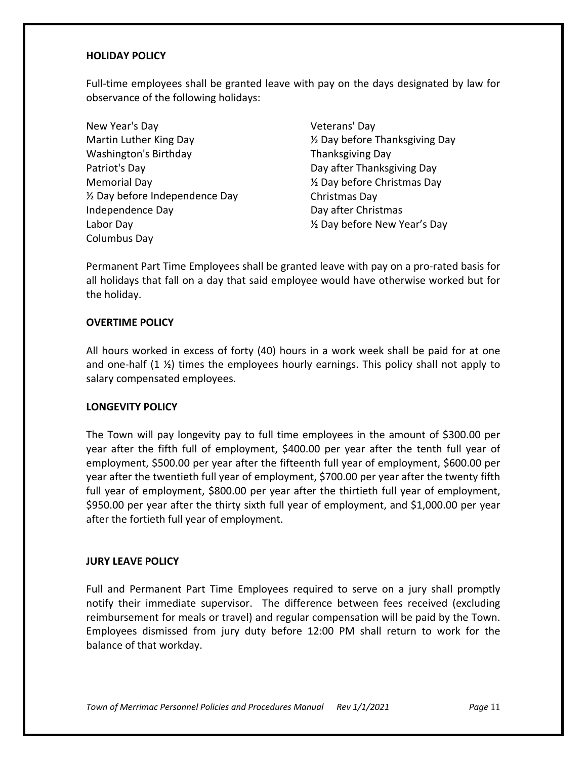## HOLIDAY POLICY

Full-time employees shall be granted leave with pay on the days designated by law for observance of the following holidays:

New Year's Day
Martin Luther King Day
Washington's Birthday
Patriot's Day
Memorial Day
½ Day before Independence Day
Independence Day
Labor Day
Columbus Day
Veterans' Day
½ Day before Thanksgiving Day
Thanksgiving Day
Day after Thanksgiving Day
½ Day before Christmas Day
Christmas Day
Day after Christmas
½ Day before New Year's Day

Permanent Part Time Employees shall be granted leave with pay on a pro-rated basis for all holidays that fall on a day that said employee would have otherwise worked but for the holiday.

## OVERTIME POLICY

All hours worked in excess of forty (40) hours in a work week shall be paid for at one and one-half (1 ½) times the employees hourly earnings. This policy shall not apply to salary compensated employees.

## LONGEVITY POLICY

The Town will pay longevity pay to full time employees in the amount of $300.00 per year after the fifth full of employment, $400.00 per year after the tenth full year of employment, $500.00 per year after the fifteenth full year of employment, $600.00 per year after the twentieth full year of employment, $700.00 per year after the twenty fifth full year of employment, $800.00 per year after the thirtieth full year of employment, $950.00 per year after the thirty sixth full year of employment, and $1,000.00 per year after the fortieth full year of employment.

## JURY LEAVE POLICY

Full and Permanent Part Time Employees required to serve on a jury shall promptly notify their immediate supervisor. The difference between fees received (excluding reimbursement for meals or travel) and regular compensation will be paid by the Town. Employees dismissed from jury duty before 12:00 PM shall return to work for the balance of that workday.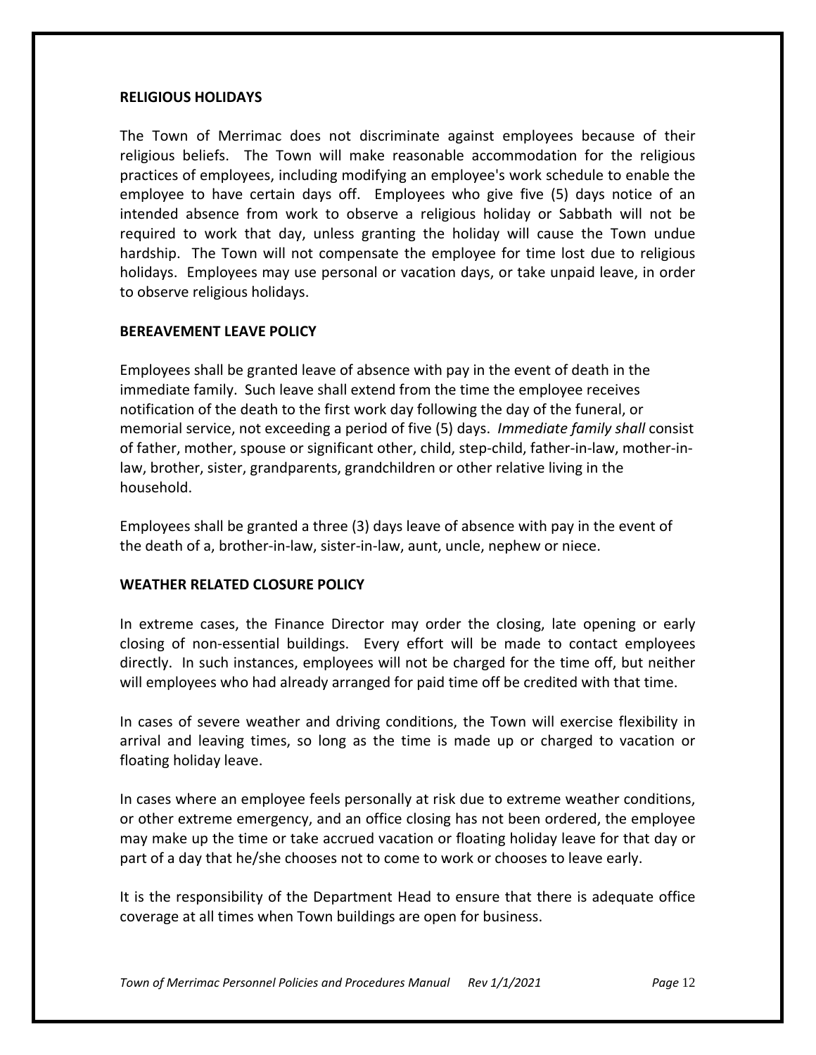**RELIGIOUS HOLIDAYS**

The Town of Merrimac does not discriminate against employees because of their religious beliefs. The Town will make reasonable accommodation for the religious practices of employees, including modifying an employee's work schedule to enable the employee to have certain days off. Employees who give five (5) days notice of an intended absence from work to observe a religious holiday or Sabbath will not be required to work that day, unless granting the holiday will cause the Town undue hardship. The Town will not compensate the employee for time lost due to religious holidays. Employees may use personal or vacation days, or take unpaid leave, in order to observe religious holidays.

**BEREAVEMENT LEAVE POLICY**

Employees shall be granted leave of absence with pay in the event of death in the immediate family. Such leave shall extend from the time the employee receives notification of the death to the first work day following the day of the funeral, or memorial service, not exceeding a period of five (5) days. *Immediate family shall* consist of father, mother, spouse or significant other, child, step-child, father-in-law, mother-in-law, brother, sister, grandparents, grandchildren or other relative living in the household.

Employees shall be granted a three (3) days leave of absence with pay in the event of the death of a, brother-in-law, sister-in-law, aunt, uncle, nephew or niece.

**WEATHER RELATED CLOSURE POLICY**

In extreme cases, the Finance Director may order the closing, late opening or early closing of non-essential buildings. Every effort will be made to contact employees directly. In such instances, employees will not be charged for the time off, but neither will employees who had already arranged for paid time off be credited with that time.

In cases of severe weather and driving conditions, the Town will exercise flexibility in arrival and leaving times, so long as the time is made up or charged to vacation or floating holiday leave.

In cases where an employee feels personally at risk due to extreme weather conditions, or other extreme emergency, and an office closing has not been ordered, the employee may make up the time or take accrued vacation or floating holiday leave for that day or part of a day that he/she chooses not to come to work or chooses to leave early.

It is the responsibility of the Department Head to ensure that there is adequate office coverage at all times when Town buildings are open for business.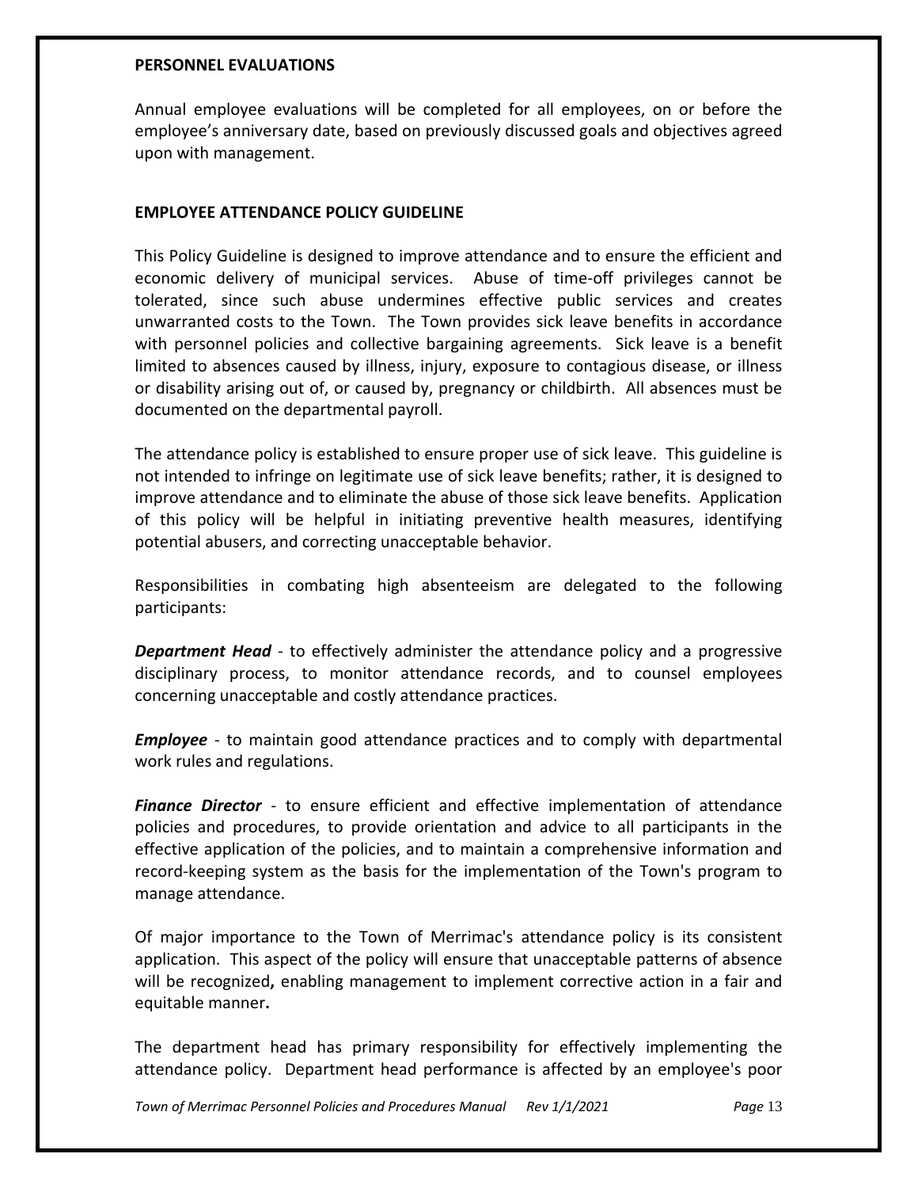**PERSONNEL EVALUATIONS**

Annual employee evaluations will be completed for all employees, on or before the employee's anniversary date, based on previously discussed goals and objectives agreed upon with management.

**EMPLOYEE ATTENDANCE POLICY GUIDELINE**

This Policy Guideline is designed to improve attendance and to ensure the efficient and economic delivery of municipal services. Abuse of time-off privileges cannot be tolerated, since such abuse undermines effective public services and creates unwarranted costs to the Town. The Town provides sick leave benefits in accordance with personnel policies and collective bargaining agreements. Sick leave is a benefit limited to absences caused by illness, injury, exposure to contagious disease, or illness or disability arising out of, or caused by, pregnancy or childbirth. All absences must be documented on the departmental payroll.

The attendance policy is established to ensure proper use of sick leave. This guideline is not intended to infringe on legitimate use of sick leave benefits; rather, it is designed to improve attendance and to eliminate the abuse of those sick leave benefits. Application of this policy will be helpful in initiating preventive health measures, identifying potential abusers, and correcting unacceptable behavior.

Responsibilities in combating high absenteeism are delegated to the following participants:

***Department Head*** - to effectively administer the attendance policy and a progressive disciplinary process, to monitor attendance records, and to counsel employees concerning unacceptable and costly attendance practices.

***Employee*** - to maintain good attendance practices and to comply with departmental work rules and regulations.

***Finance Director*** - to ensure efficient and effective implementation of attendance policies and procedures, to provide orientation and advice to all participants in the effective application of the policies, and to maintain a comprehensive information and record-keeping system as the basis for the implementation of the Town's program to manage attendance.

Of major importance to the Town of Merrimac's attendance policy is its consistent application. This aspect of the policy will ensure that unacceptable patterns of absence will be recognized**,** enabling management to implement corrective action in a fair and equitable manner**.**

The department head has primary responsibility for effectively implementing the attendance policy. Department head performance is affected by an employee's poor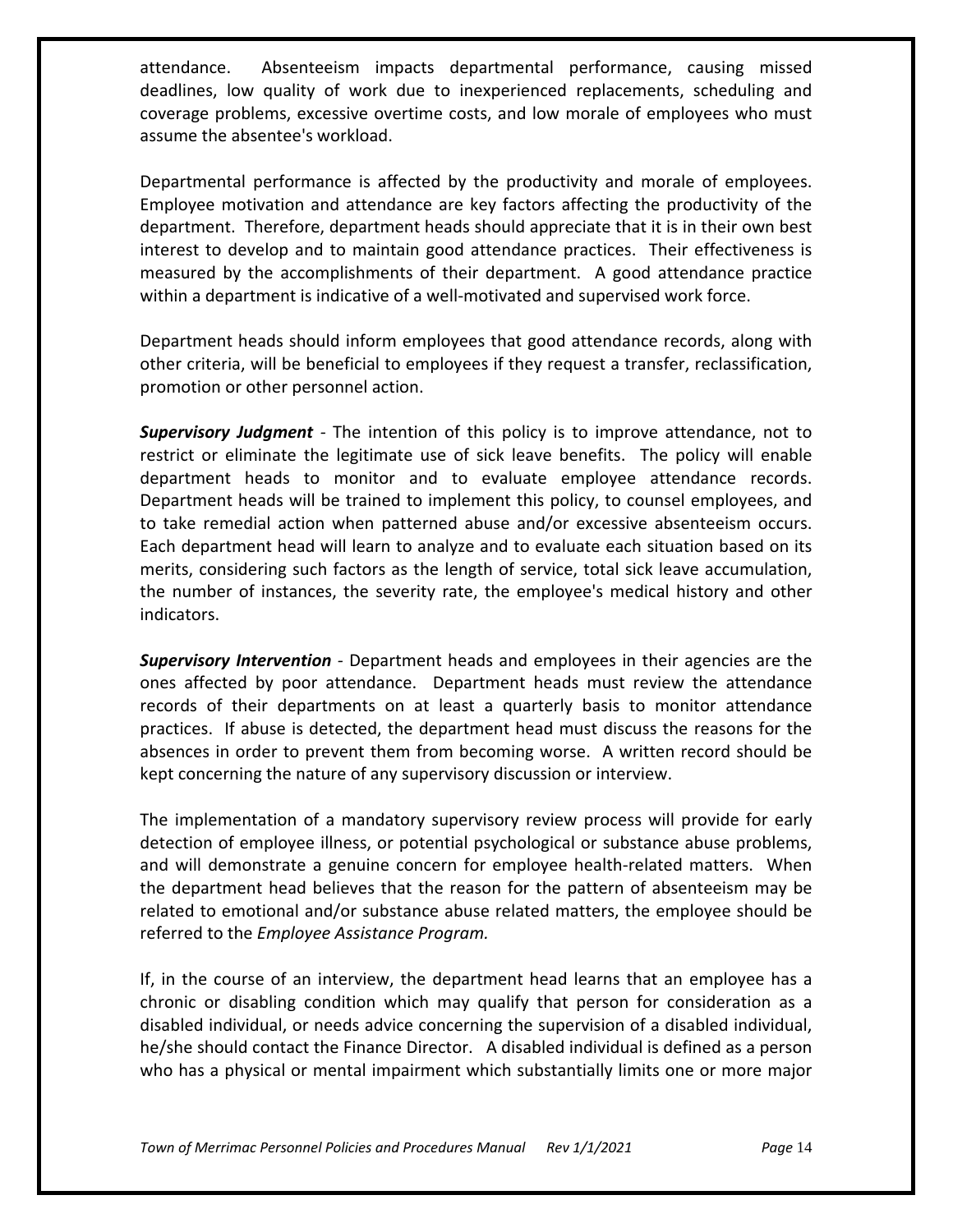attendance. Absenteeism impacts departmental performance, causing missed deadlines, low quality of work due to inexperienced replacements, scheduling and coverage problems, excessive overtime costs, and low morale of employees who must assume the absentee's workload.

Departmental performance is affected by the productivity and morale of employees. Employee motivation and attendance are key factors affecting the productivity of the department. Therefore, department heads should appreciate that it is in their own best interest to develop and to maintain good attendance practices. Their effectiveness is measured by the accomplishments of their department. A good attendance practice within a department is indicative of a well-motivated and supervised work force.

Department heads should inform employees that good attendance records, along with other criteria, will be beneficial to employees if they request a transfer, reclassification, promotion or other personnel action.

***Supervisory Judgment*** - The intention of this policy is to improve attendance, not to restrict or eliminate the legitimate use of sick leave benefits. The policy will enable department heads to monitor and to evaluate employee attendance records. Department heads will be trained to implement this policy, to counsel employees, and to take remedial action when patterned abuse and/or excessive absenteeism occurs. Each department head will learn to analyze and to evaluate each situation based on its merits, considering such factors as the length of service, total sick leave accumulation, the number of instances, the severity rate, the employee's medical history and other indicators.

***Supervisory Intervention*** - Department heads and employees in their agencies are the ones affected by poor attendance. Department heads must review the attendance records of their departments on at least a quarterly basis to monitor attendance practices. If abuse is detected, the department head must discuss the reasons for the absences in order to prevent them from becoming worse. A written record should be kept concerning the nature of any supervisory discussion or interview.

The implementation of a mandatory supervisory review process will provide for early detection of employee illness, or potential psychological or substance abuse problems, and will demonstrate a genuine concern for employee health-related matters. When the department head believes that the reason for the pattern of absenteeism may be related to emotional and/or substance abuse related matters, the employee should be referred to the *Employee Assistance Program.*

If, in the course of an interview, the department head learns that an employee has a chronic or disabling condition which may qualify that person for consideration as a disabled individual, or needs advice concerning the supervision of a disabled individual, he/she should contact the Finance Director. A disabled individual is defined as a person who has a physical or mental impairment which substantially limits one or more major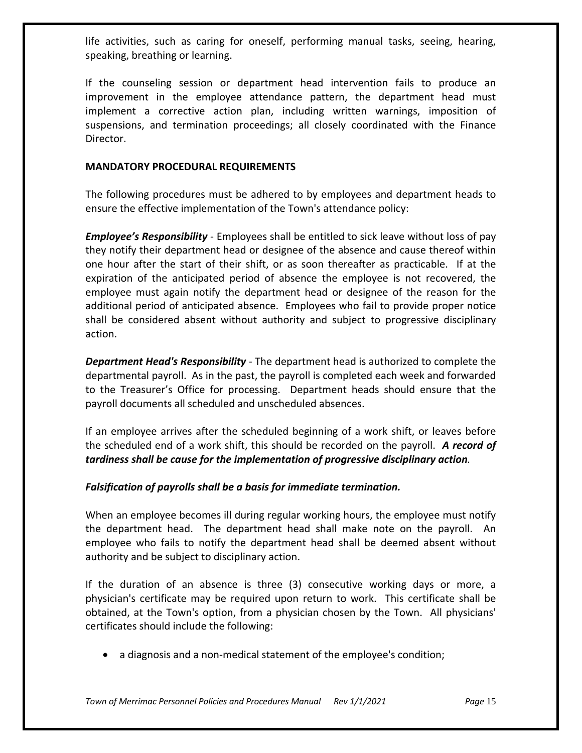life activities, such as caring for oneself, performing manual tasks, seeing, hearing, speaking, breathing or learning.

If the counseling session or department head intervention fails to produce an improvement in the employee attendance pattern, the department head must implement a corrective action plan, including written warnings, imposition of suspensions, and termination proceedings; all closely coordinated with the Finance Director.

**MANDATORY PROCEDURAL REQUIREMENTS**

The following procedures must be adhered to by employees and department heads to ensure the effective implementation of the Town's attendance policy:

***Employee's Responsibility*** - Employees shall be entitled to sick leave without loss of pay they notify their department head or designee of the absence and cause thereof within one hour after the start of their shift, or as soon thereafter as practicable. If at the expiration of the anticipated period of absence the employee is not recovered, the employee must again notify the department head or designee of the reason for the additional period of anticipated absence. Employees who fail to provide proper notice shall be considered absent without authority and subject to progressive disciplinary action.

***Department Head's Responsibility*** - The department head is authorized to complete the departmental payroll. As in the past, the payroll is completed each week and forwarded to the Treasurer's Office for processing. Department heads should ensure that the payroll documents all scheduled and unscheduled absences.

If an employee arrives after the scheduled beginning of a work shift, or leaves before the scheduled end of a work shift, this should be recorded on the payroll. ***A record of tardiness shall be cause for the implementation of progressive disciplinary action***.

***Falsification of payrolls shall be a basis for immediate termination.***

When an employee becomes ill during regular working hours, the employee must notify the department head. The department head shall make note on the payroll. An employee who fails to notify the department head shall be deemed absent without authority and be subject to disciplinary action.

If the duration of an absence is three (3) consecutive working days or more, a physician's certificate may be required upon return to work. This certificate shall be obtained, at the Town's option, from a physician chosen by the Town. All physicians' certificates should include the following:

- a diagnosis and a non-medical statement of the employee's condition;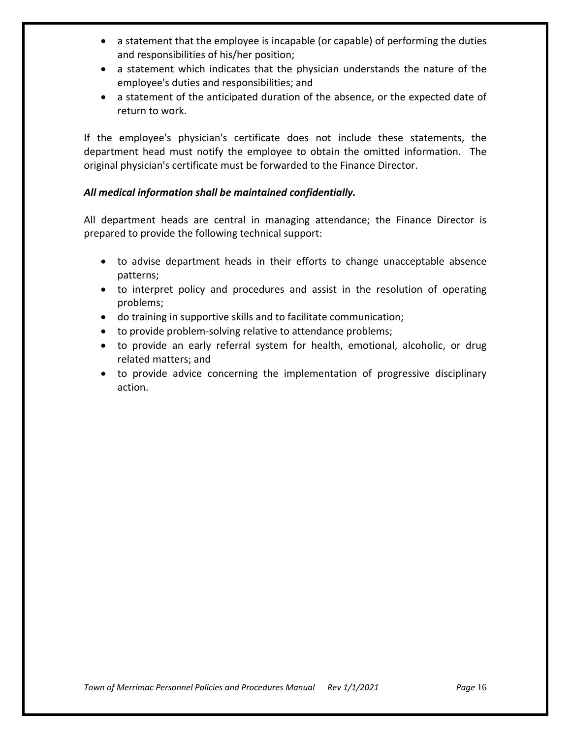- a statement that the employee is incapable (or capable) of performing the duties and responsibilities of his/her position;
- a statement which indicates that the physician understands the nature of the employee's duties and responsibilities; and
- a statement of the anticipated duration of the absence, or the expected date of return to work.

If the employee's physician's certificate does not include these statements, the department head must notify the employee to obtain the omitted information. The original physician's certificate must be forwarded to the Finance Director.

***All medical information shall be maintained confidentially.***

All department heads are central in managing attendance; the Finance Director is prepared to provide the following technical support:

- to advise department heads in their efforts to change unacceptable absence patterns;
- to interpret policy and procedures and assist in the resolution of operating problems;
- do training in supportive skills and to facilitate communication;
- to provide problem-solving relative to attendance problems;
- to provide an early referral system for health, emotional, alcoholic, or drug related matters; and
- to provide advice concerning the implementation of progressive disciplinary action.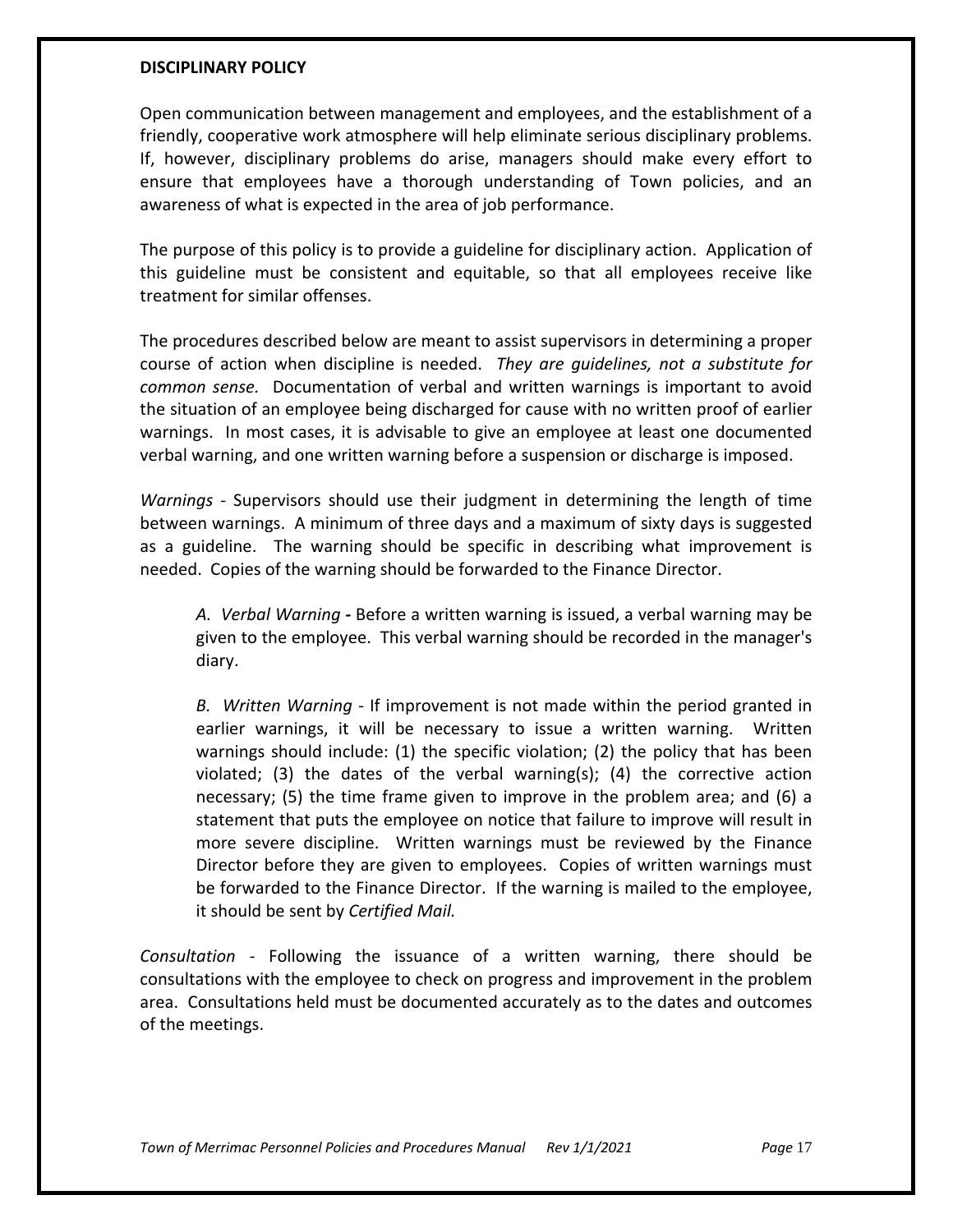**DISCIPLINARY POLICY**

Open communication between management and employees, and the establishment of a friendly, cooperative work atmosphere will help eliminate serious disciplinary problems. If, however, disciplinary problems do arise, managers should make every effort to ensure that employees have a thorough understanding of Town policies, and an awareness of what is expected in the area of job performance.

The purpose of this policy is to provide a guideline for disciplinary action. Application of this guideline must be consistent and equitable, so that all employees receive like treatment for similar offenses.

The procedures described below are meant to assist supervisors in determining a proper course of action when discipline is needed. *They are guidelines, not a substitute for common sense.* Documentation of verbal and written warnings is important to avoid the situation of an employee being discharged for cause with no written proof of earlier warnings. In most cases, it is advisable to give an employee at least one documented verbal warning, and one written warning before a suspension or discharge is imposed.

*Warnings* - Supervisors should use their judgment in determining the length of time between warnings. A minimum of three days and a maximum of sixty days is suggested as a guideline. The warning should be specific in describing what improvement is needed. Copies of the warning should be forwarded to the Finance Director.

> *A. Verbal Warning* **-** Before a written warning is issued, a verbal warning may be given to the employee. This verbal warning should be recorded in the manager's diary.
>
> *B. Written Warning* - If improvement is not made within the period granted in earlier warnings, it will be necessary to issue a written warning. Written warnings should include: (1) the specific violation; (2) the policy that has been violated; (3) the dates of the verbal warning(s); (4) the corrective action necessary; (5) the time frame given to improve in the problem area; and (6) a statement that puts the employee on notice that failure to improve will result in more severe discipline. Written warnings must be reviewed by the Finance Director before they are given to employees. Copies of written warnings must be forwarded to the Finance Director. If the warning is mailed to the employee, it should be sent by *Certified Mail.*

*Consultation* - Following the issuance of a written warning, there should be consultations with the employee to check on progress and improvement in the problem area. Consultations held must be documented accurately as to the dates and outcomes of the meetings.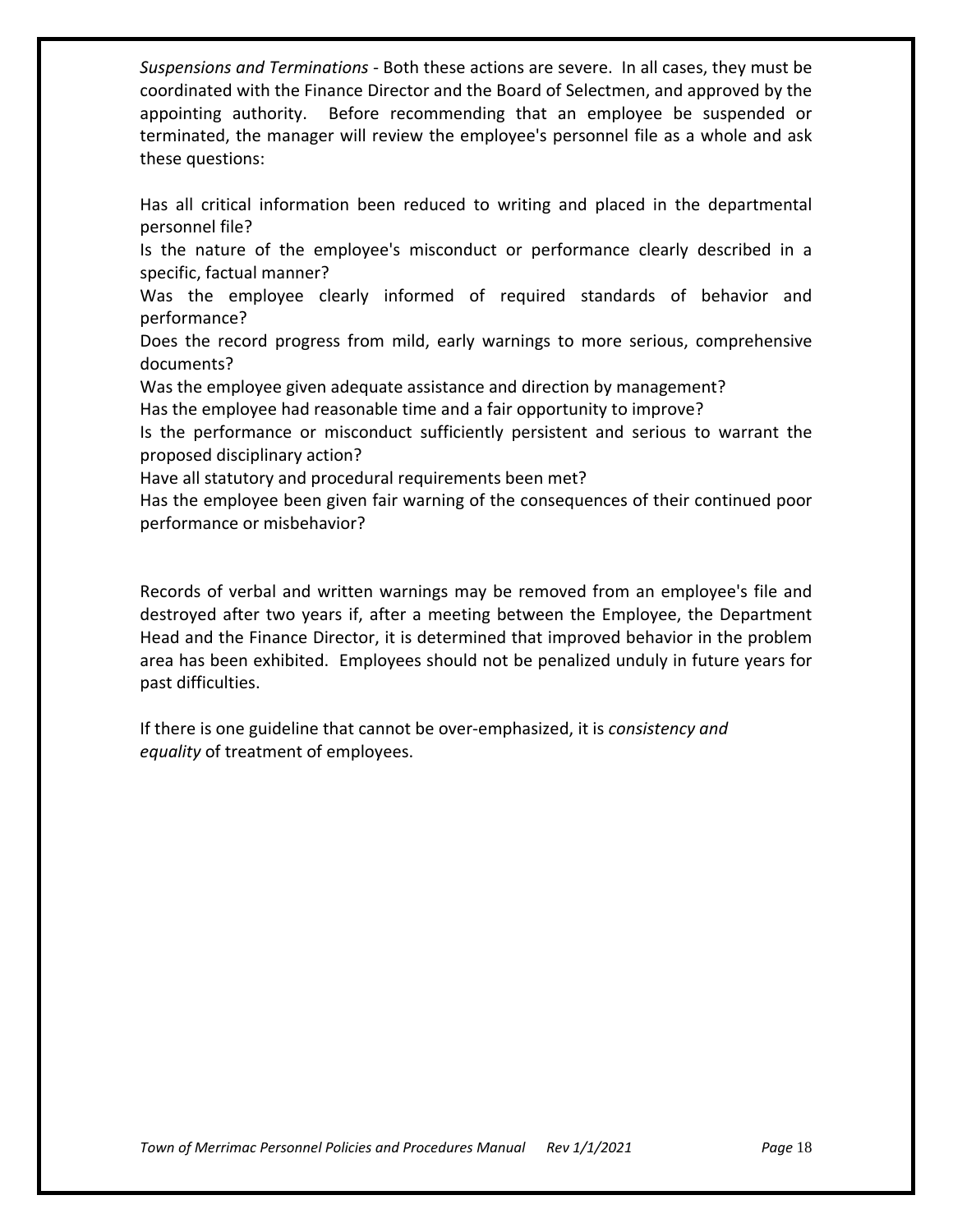*Suspensions and Terminations* - Both these actions are severe. In all cases, they must be coordinated with the Finance Director and the Board of Selectmen, and approved by the appointing authority. Before recommending that an employee be suspended or terminated, the manager will review the employee's personnel file as a whole and ask these questions:

Has all critical information been reduced to writing and placed in the departmental personnel file?
Is the nature of the employee's misconduct or performance clearly described in a specific, factual manner?
Was the employee clearly informed of required standards of behavior and performance?
Does the record progress from mild, early warnings to more serious, comprehensive documents?
Was the employee given adequate assistance and direction by management?
Has the employee had reasonable time and a fair opportunity to improve?
Is the performance or misconduct sufficiently persistent and serious to warrant the proposed disciplinary action?
Have all statutory and procedural requirements been met?
Has the employee been given fair warning of the consequences of their continued poor performance or misbehavior?

Records of verbal and written warnings may be removed from an employee's file and destroyed after two years if, after a meeting between the Employee, the Department Head and the Finance Director, it is determined that improved behavior in the problem area has been exhibited. Employees should not be penalized unduly in future years for past difficulties.

If there is one guideline that cannot be over-emphasized, it is *consistency and equality* of treatment of employees.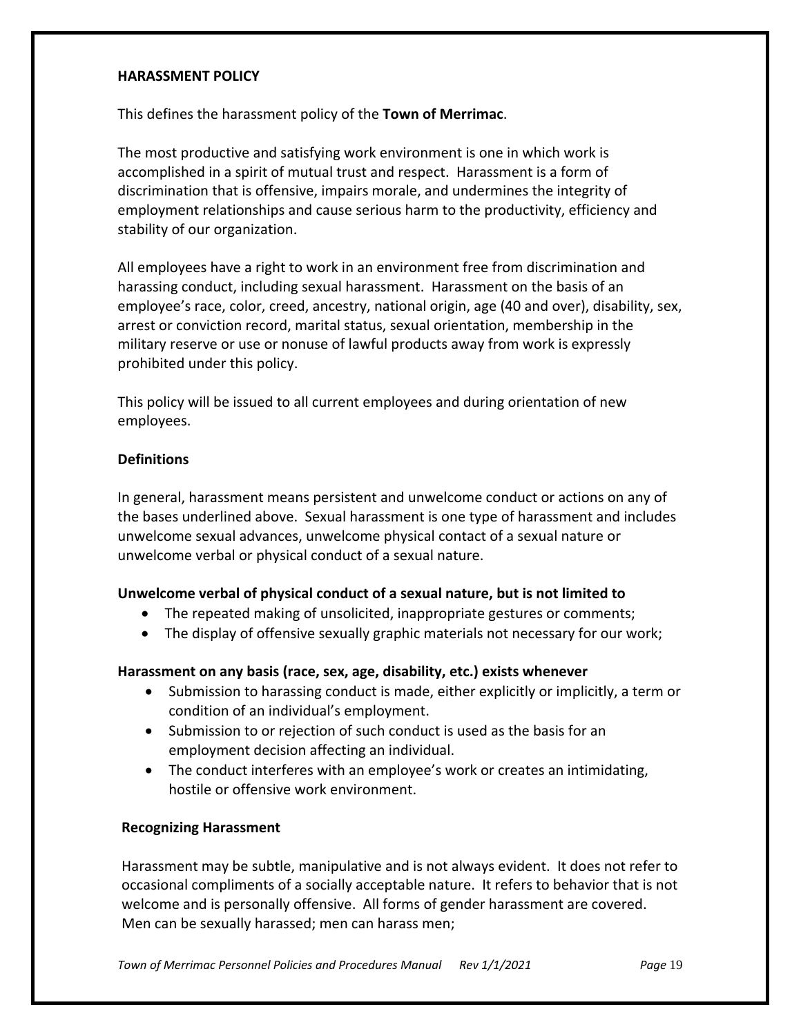**HARASSMENT POLICY**

This defines the harassment policy of the **Town of Merrimac**.

The most productive and satisfying work environment is one in which work is accomplished in a spirit of mutual trust and respect. Harassment is a form of discrimination that is offensive, impairs morale, and undermines the integrity of employment relationships and cause serious harm to the productivity, efficiency and stability of our organization.

All employees have a right to work in an environment free from discrimination and harassing conduct, including sexual harassment. Harassment on the basis of an employee's race, color, creed, ancestry, national origin, age (40 and over), disability, sex, arrest or conviction record, marital status, sexual orientation, membership in the military reserve or use or nonuse of lawful products away from work is expressly prohibited under this policy.

This policy will be issued to all current employees and during orientation of new employees.

**Definitions**

In general, harassment means persistent and unwelcome conduct or actions on any of the bases underlined above. Sexual harassment is one type of harassment and includes unwelcome sexual advances, unwelcome physical contact of a sexual nature or unwelcome verbal or physical conduct of a sexual nature.

**Unwelcome verbal of physical conduct of a sexual nature, but is not limited to**

- The repeated making of unsolicited, inappropriate gestures or comments;
- The display of offensive sexually graphic materials not necessary for our work;

**Harassment on any basis (race, sex, age, disability, etc.) exists whenever**

- Submission to harassing conduct is made, either explicitly or implicitly, a term or condition of an individual's employment.
- Submission to or rejection of such conduct is used as the basis for an employment decision affecting an individual.
- The conduct interferes with an employee's work or creates an intimidating, hostile or offensive work environment.

**Recognizing Harassment**

Harassment may be subtle, manipulative and is not always evident. It does not refer to occasional compliments of a socially acceptable nature. It refers to behavior that is not welcome and is personally offensive. All forms of gender harassment are covered. Men can be sexually harassed; men can harass men;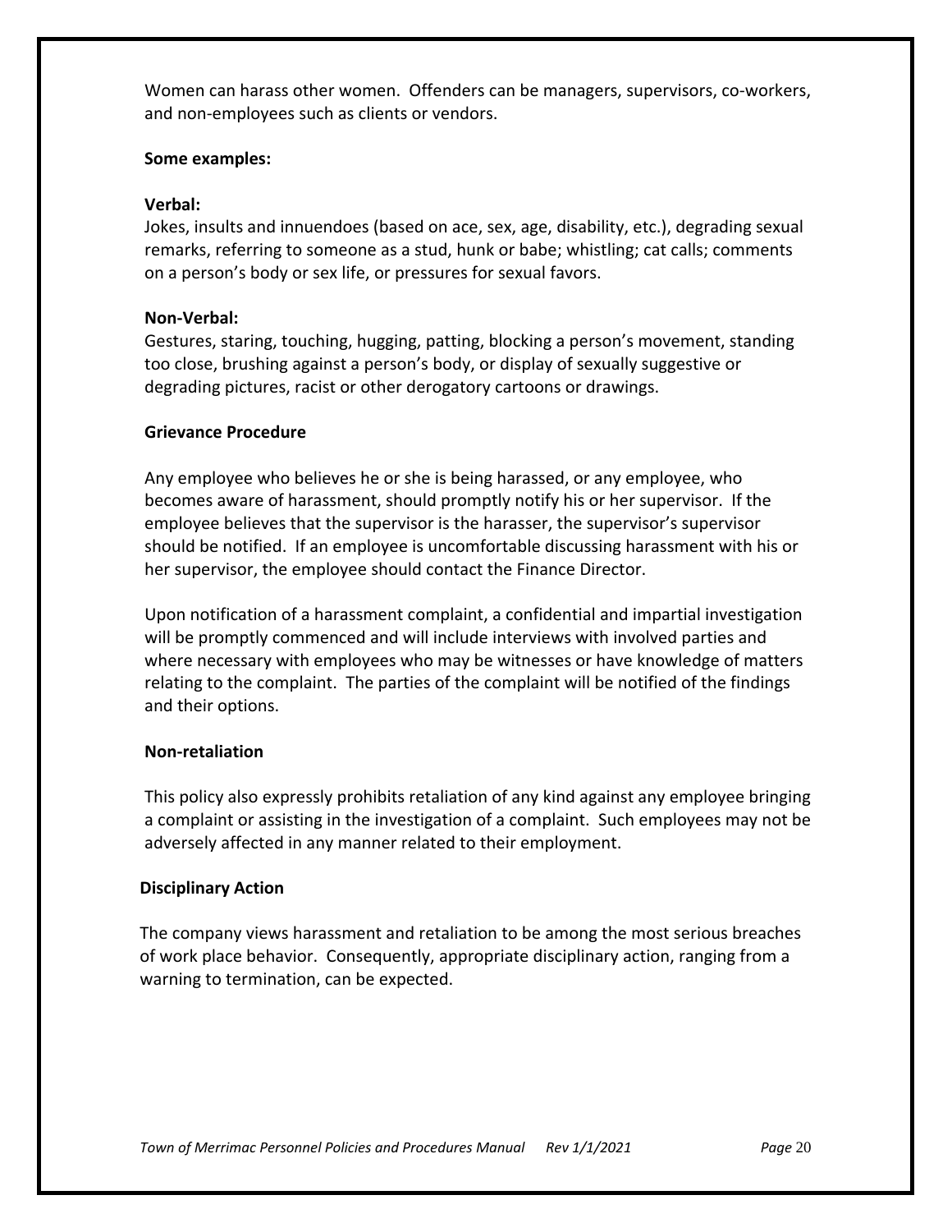Women can harass other women. Offenders can be managers, supervisors, co-workers, and non-employees such as clients or vendors.

**Some examples:**

**Verbal:**
Jokes, insults and innuendoes (based on ace, sex, age, disability, etc.), degrading sexual remarks, referring to someone as a stud, hunk or babe; whistling; cat calls; comments on a person's body or sex life, or pressures for sexual favors.

**Non-Verbal:**
Gestures, staring, touching, hugging, patting, blocking a person's movement, standing too close, brushing against a person's body, or display of sexually suggestive or degrading pictures, racist or other derogatory cartoons or drawings.

**Grievance Procedure**

Any employee who believes he or she is being harassed, or any employee, who becomes aware of harassment, should promptly notify his or her supervisor. If the employee believes that the supervisor is the harasser, the supervisor's supervisor should be notified. If an employee is uncomfortable discussing harassment with his or her supervisor, the employee should contact the Finance Director.

Upon notification of a harassment complaint, a confidential and impartial investigation will be promptly commenced and will include interviews with involved parties and where necessary with employees who may be witnesses or have knowledge of matters relating to the complaint. The parties of the complaint will be notified of the findings and their options.

**Non-retaliation**

This policy also expressly prohibits retaliation of any kind against any employee bringing a complaint or assisting in the investigation of a complaint. Such employees may not be adversely affected in any manner related to their employment.

**Disciplinary Action**

The company views harassment and retaliation to be among the most serious breaches of work place behavior. Consequently, appropriate disciplinary action, ranging from a warning to termination, can be expected.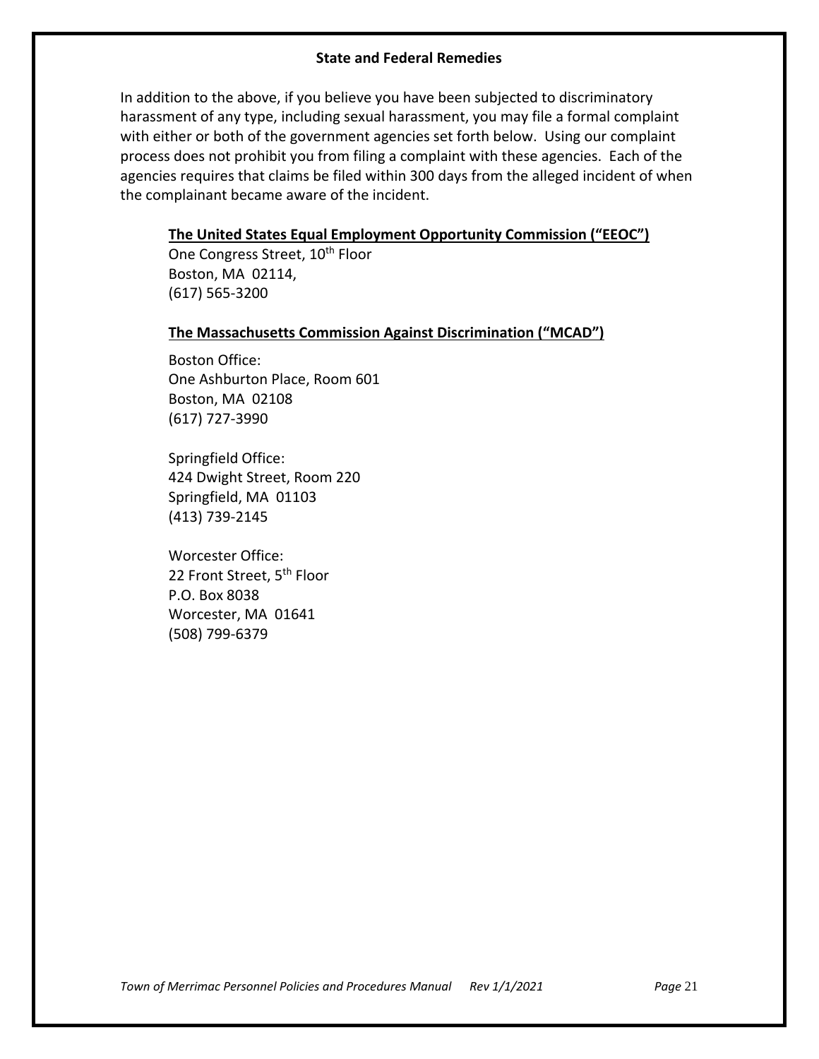## State and Federal Remedies

In addition to the above, if you believe you have been subjected to discriminatory harassment of any type, including sexual harassment, you may file a formal complaint with either or both of the government agencies set forth below. Using our complaint process does not prohibit you from filing a complaint with these agencies. Each of the agencies requires that claims be filed within 300 days from the alleged incident of when the complainant became aware of the incident.

**The United States Equal Employment Opportunity Commission ("EEOC")**
One Congress Street, 10th Floor
Boston, MA 02114,
(617) 565-3200

**The Massachusetts Commission Against Discrimination ("MCAD")**

Boston Office:
One Ashburton Place, Room 601
Boston, MA 02108
(617) 727-3990

Springfield Office:
424 Dwight Street, Room 220
Springfield, MA 01103
(413) 739-2145

Worcester Office:
22 Front Street, 5th Floor
P.O. Box 8038
Worcester, MA 01641
(508) 799-6379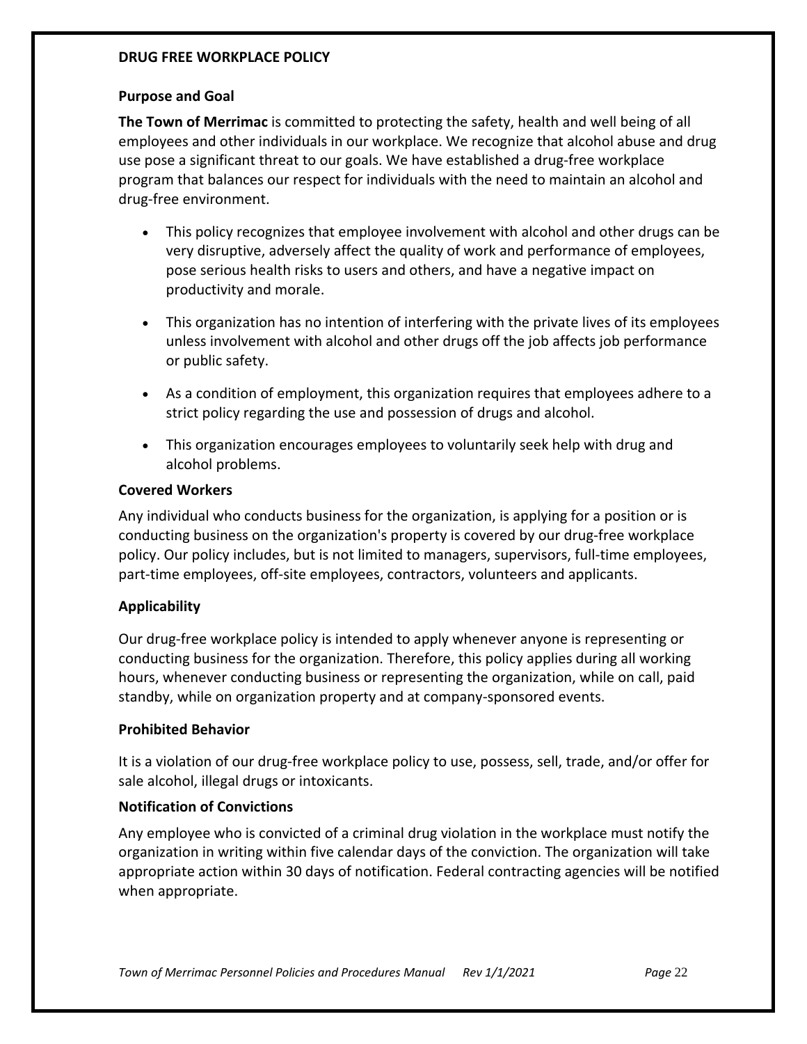## DRUG FREE WORKPLACE POLICY

### Purpose and Goal

**The Town of Merrimac** is committed to protecting the safety, health and well being of all employees and other individuals in our workplace. We recognize that alcohol abuse and drug use pose a significant threat to our goals. We have established a drug-free workplace program that balances our respect for individuals with the need to maintain an alcohol and drug-free environment.

- This policy recognizes that employee involvement with alcohol and other drugs can be very disruptive, adversely affect the quality of work and performance of employees, pose serious health risks to users and others, and have a negative impact on productivity and morale.
- This organization has no intention of interfering with the private lives of its employees unless involvement with alcohol and other drugs off the job affects job performance or public safety.
- As a condition of employment, this organization requires that employees adhere to a strict policy regarding the use and possession of drugs and alcohol.
- This organization encourages employees to voluntarily seek help with drug and alcohol problems.

### Covered Workers

Any individual who conducts business for the organization, is applying for a position or is conducting business on the organization's property is covered by our drug-free workplace policy. Our policy includes, but is not limited to managers, supervisors, full-time employees, part-time employees, off-site employees, contractors, volunteers and applicants.

### Applicability

Our drug-free workplace policy is intended to apply whenever anyone is representing or conducting business for the organization. Therefore, this policy applies during all working hours, whenever conducting business or representing the organization, while on call, paid standby, while on organization property and at company-sponsored events.

### Prohibited Behavior

It is a violation of our drug-free workplace policy to use, possess, sell, trade, and/or offer for sale alcohol, illegal drugs or intoxicants.

### Notification of Convictions

Any employee who is convicted of a criminal drug violation in the workplace must notify the organization in writing within five calendar days of the conviction. The organization will take appropriate action within 30 days of notification. Federal contracting agencies will be notified when appropriate.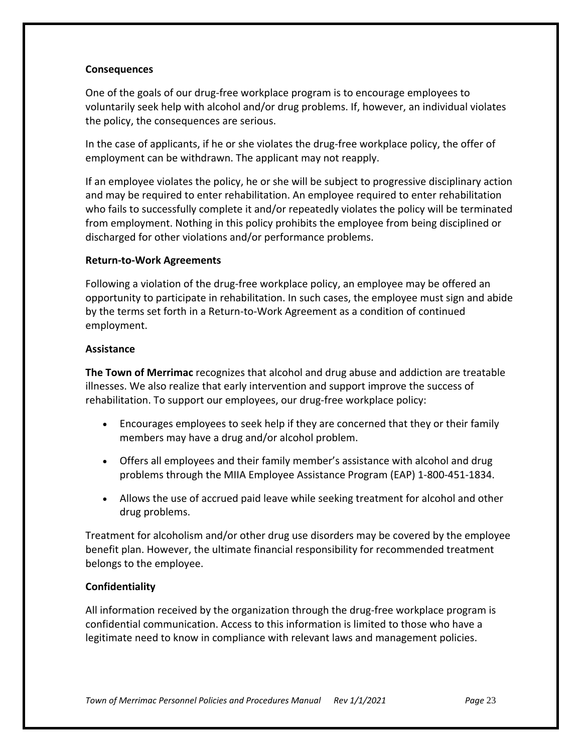**Consequences**

One of the goals of our drug-free workplace program is to encourage employees to voluntarily seek help with alcohol and/or drug problems. If, however, an individual violates the policy, the consequences are serious.

In the case of applicants, if he or she violates the drug-free workplace policy, the offer of employment can be withdrawn. The applicant may not reapply.

If an employee violates the policy, he or she will be subject to progressive disciplinary action and may be required to enter rehabilitation. An employee required to enter rehabilitation who fails to successfully complete it and/or repeatedly violates the policy will be terminated from employment. Nothing in this policy prohibits the employee from being disciplined or discharged for other violations and/or performance problems.

**Return-to-Work Agreements**

Following a violation of the drug-free workplace policy, an employee may be offered an opportunity to participate in rehabilitation. In such cases, the employee must sign and abide by the terms set forth in a Return-to-Work Agreement as a condition of continued employment.

**Assistance**

**The Town of Merrimac** recognizes that alcohol and drug abuse and addiction are treatable illnesses. We also realize that early intervention and support improve the success of rehabilitation. To support our employees, our drug-free workplace policy:

- Encourages employees to seek help if they are concerned that they or their family members may have a drug and/or alcohol problem.
- Offers all employees and their family member's assistance with alcohol and drug problems through the MIIA Employee Assistance Program (EAP) 1-800-451-1834.
- Allows the use of accrued paid leave while seeking treatment for alcohol and other drug problems.

Treatment for alcoholism and/or other drug use disorders may be covered by the employee benefit plan. However, the ultimate financial responsibility for recommended treatment belongs to the employee.

**Confidentiality**

All information received by the organization through the drug-free workplace program is confidential communication. Access to this information is limited to those who have a legitimate need to know in compliance with relevant laws and management policies.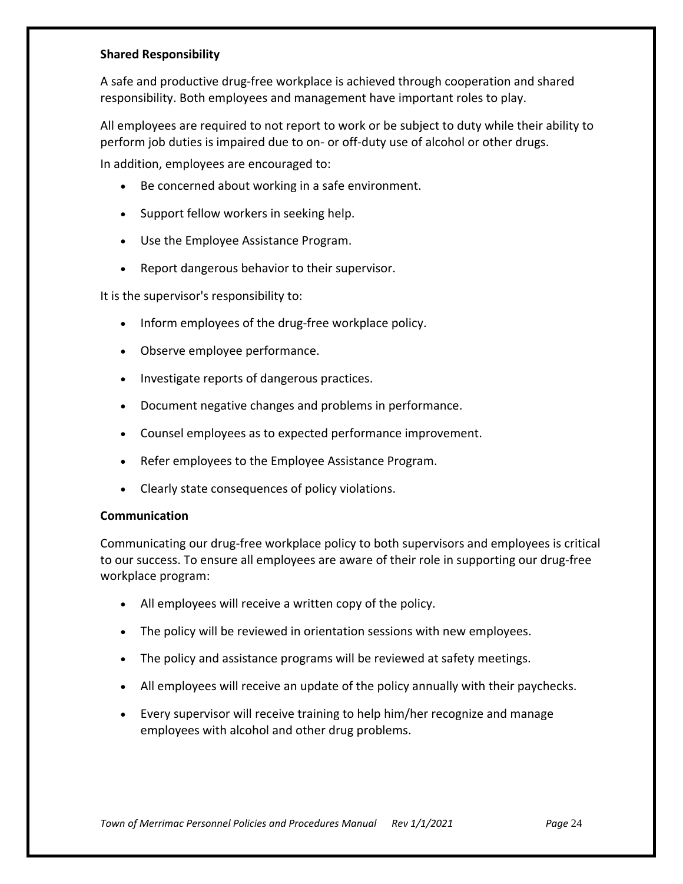**Shared Responsibility**

A safe and productive drug-free workplace is achieved through cooperation and shared responsibility. Both employees and management have important roles to play.

All employees are required to not report to work or be subject to duty while their ability to perform job duties is impaired due to on- or off-duty use of alcohol or other drugs.

In addition, employees are encouraged to:

- Be concerned about working in a safe environment.
- Support fellow workers in seeking help.
- Use the Employee Assistance Program.
- Report dangerous behavior to their supervisor.

It is the supervisor's responsibility to:

- Inform employees of the drug-free workplace policy.
- Observe employee performance.
- Investigate reports of dangerous practices.
- Document negative changes and problems in performance.
- Counsel employees as to expected performance improvement.
- Refer employees to the Employee Assistance Program.
- Clearly state consequences of policy violations.

**Communication**

Communicating our drug-free workplace policy to both supervisors and employees is critical to our success. To ensure all employees are aware of their role in supporting our drug-free workplace program:

- All employees will receive a written copy of the policy.
- The policy will be reviewed in orientation sessions with new employees.
- The policy and assistance programs will be reviewed at safety meetings.
- All employees will receive an update of the policy annually with their paychecks.
- Every supervisor will receive training to help him/her recognize and manage employees with alcohol and other drug problems.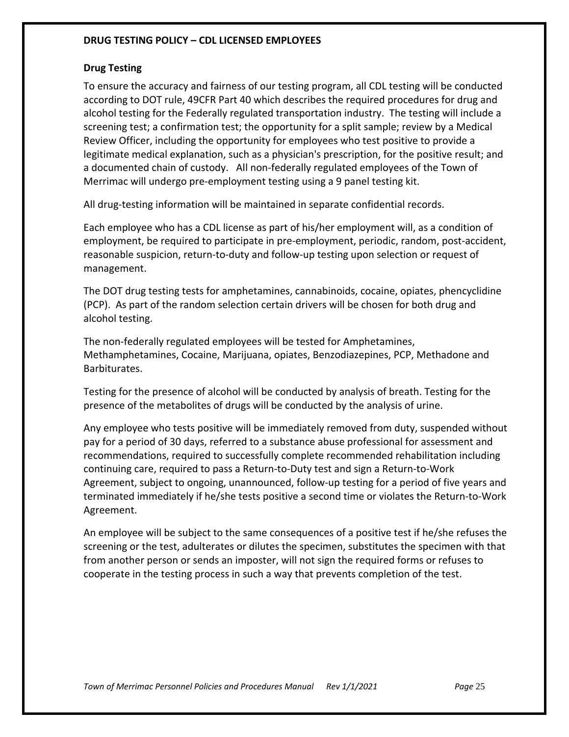**DRUG TESTING POLICY – CDL LICENSED EMPLOYEES**

**Drug Testing**

To ensure the accuracy and fairness of our testing program, all CDL testing will be conducted according to DOT rule, 49CFR Part 40 which describes the required procedures for drug and alcohol testing for the Federally regulated transportation industry. The testing will include a screening test; a confirmation test; the opportunity for a split sample; review by a Medical Review Officer, including the opportunity for employees who test positive to provide a legitimate medical explanation, such as a physician's prescription, for the positive result; and a documented chain of custody. All non-federally regulated employees of the Town of Merrimac will undergo pre-employment testing using a 9 panel testing kit.

All drug-testing information will be maintained in separate confidential records.

Each employee who has a CDL license as part of his/her employment will, as a condition of employment, be required to participate in pre-employment, periodic, random, post-accident, reasonable suspicion, return-to-duty and follow-up testing upon selection or request of management.

The DOT drug testing tests for amphetamines, cannabinoids, cocaine, opiates, phencyclidine (PCP). As part of the random selection certain drivers will be chosen for both drug and alcohol testing.

The non-federally regulated employees will be tested for Amphetamines, Methamphetamines, Cocaine, Marijuana, opiates, Benzodiazepines, PCP, Methadone and Barbiturates.

Testing for the presence of alcohol will be conducted by analysis of breath. Testing for the presence of the metabolites of drugs will be conducted by the analysis of urine.

Any employee who tests positive will be immediately removed from duty, suspended without pay for a period of 30 days, referred to a substance abuse professional for assessment and recommendations, required to successfully complete recommended rehabilitation including continuing care, required to pass a Return-to-Duty test and sign a Return-to-Work Agreement, subject to ongoing, unannounced, follow-up testing for a period of five years and terminated immediately if he/she tests positive a second time or violates the Return-to-Work Agreement.

An employee will be subject to the same consequences of a positive test if he/she refuses the screening or the test, adulterates or dilutes the specimen, substitutes the specimen with that from another person or sends an imposter, will not sign the required forms or refuses to cooperate in the testing process in such a way that prevents completion of the test.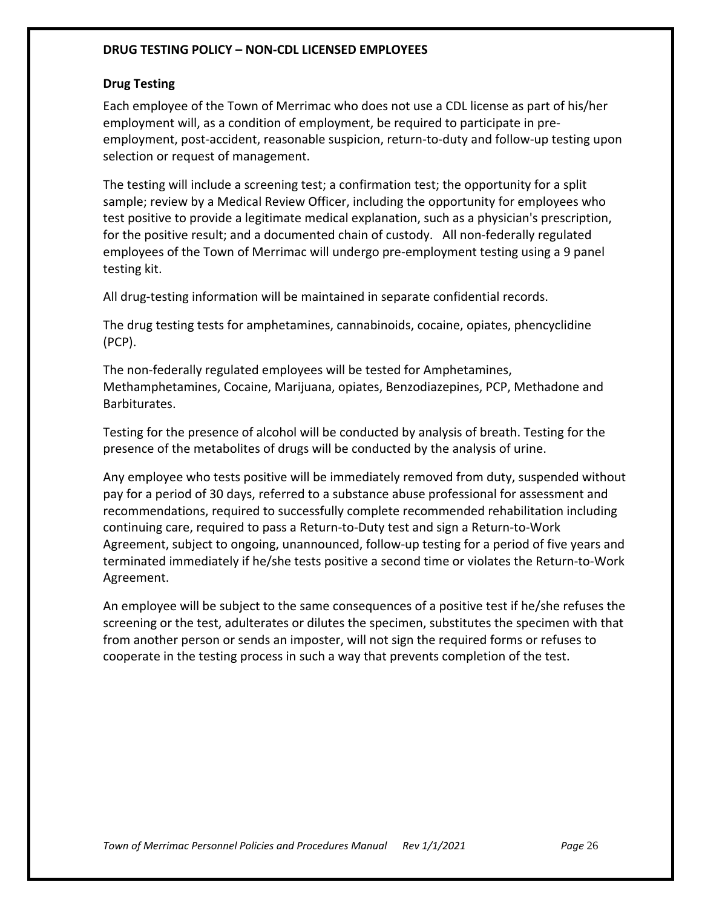## DRUG TESTING POLICY – NON-CDL LICENSED EMPLOYEES

### Drug Testing

Each employee of the Town of Merrimac who does not use a CDL license as part of his/her employment will, as a condition of employment, be required to participate in pre-employment, post-accident, reasonable suspicion, return-to-duty and follow-up testing upon selection or request of management.

The testing will include a screening test; a confirmation test; the opportunity for a split sample; review by a Medical Review Officer, including the opportunity for employees who test positive to provide a legitimate medical explanation, such as a physician's prescription, for the positive result; and a documented chain of custody. All non-federally regulated employees of the Town of Merrimac will undergo pre-employment testing using a 9 panel testing kit.

All drug-testing information will be maintained in separate confidential records.

The drug testing tests for amphetamines, cannabinoids, cocaine, opiates, phencyclidine (PCP).

The non-federally regulated employees will be tested for Amphetamines, Methamphetamines, Cocaine, Marijuana, opiates, Benzodiazepines, PCP, Methadone and Barbiturates.

Testing for the presence of alcohol will be conducted by analysis of breath. Testing for the presence of the metabolites of drugs will be conducted by the analysis of urine.

Any employee who tests positive will be immediately removed from duty, suspended without pay for a period of 30 days, referred to a substance abuse professional for assessment and recommendations, required to successfully complete recommended rehabilitation including continuing care, required to pass a Return-to-Duty test and sign a Return-to-Work Agreement, subject to ongoing, unannounced, follow-up testing for a period of five years and terminated immediately if he/she tests positive a second time or violates the Return-to-Work Agreement.

An employee will be subject to the same consequences of a positive test if he/she refuses the screening or the test, adulterates or dilutes the specimen, substitutes the specimen with that from another person or sends an imposter, will not sign the required forms or refuses to cooperate in the testing process in such a way that prevents completion of the test.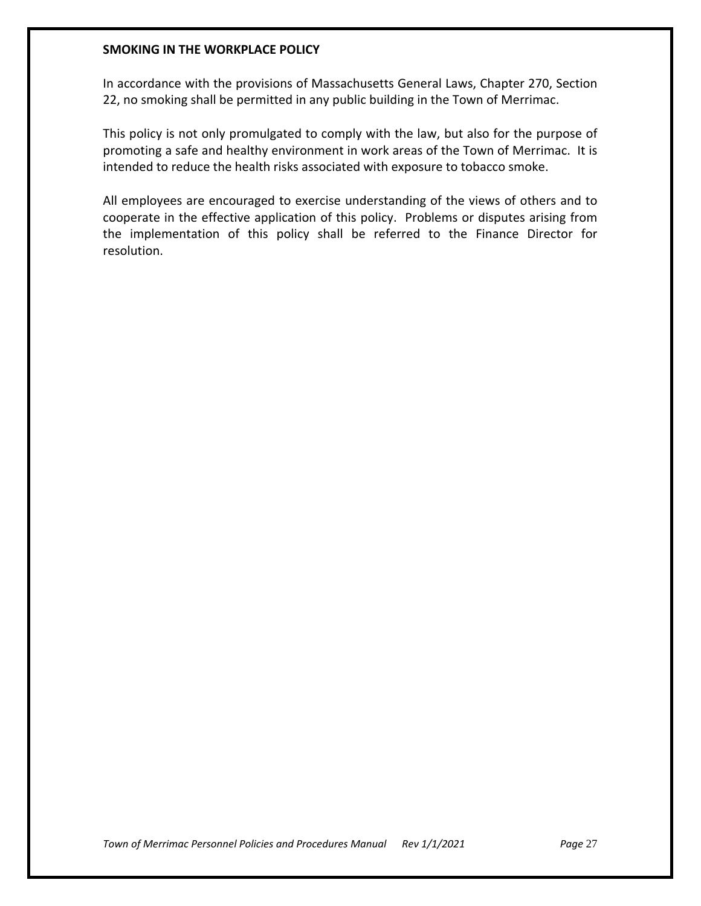## SMOKING IN THE WORKPLACE POLICY

In accordance with the provisions of Massachusetts General Laws, Chapter 270, Section 22, no smoking shall be permitted in any public building in the Town of Merrimac.

This policy is not only promulgated to comply with the law, but also for the purpose of promoting a safe and healthy environment in work areas of the Town of Merrimac. It is intended to reduce the health risks associated with exposure to tobacco smoke.

All employees are encouraged to exercise understanding of the views of others and to cooperate in the effective application of this policy. Problems or disputes arising from the implementation of this policy shall be referred to the Finance Director for resolution.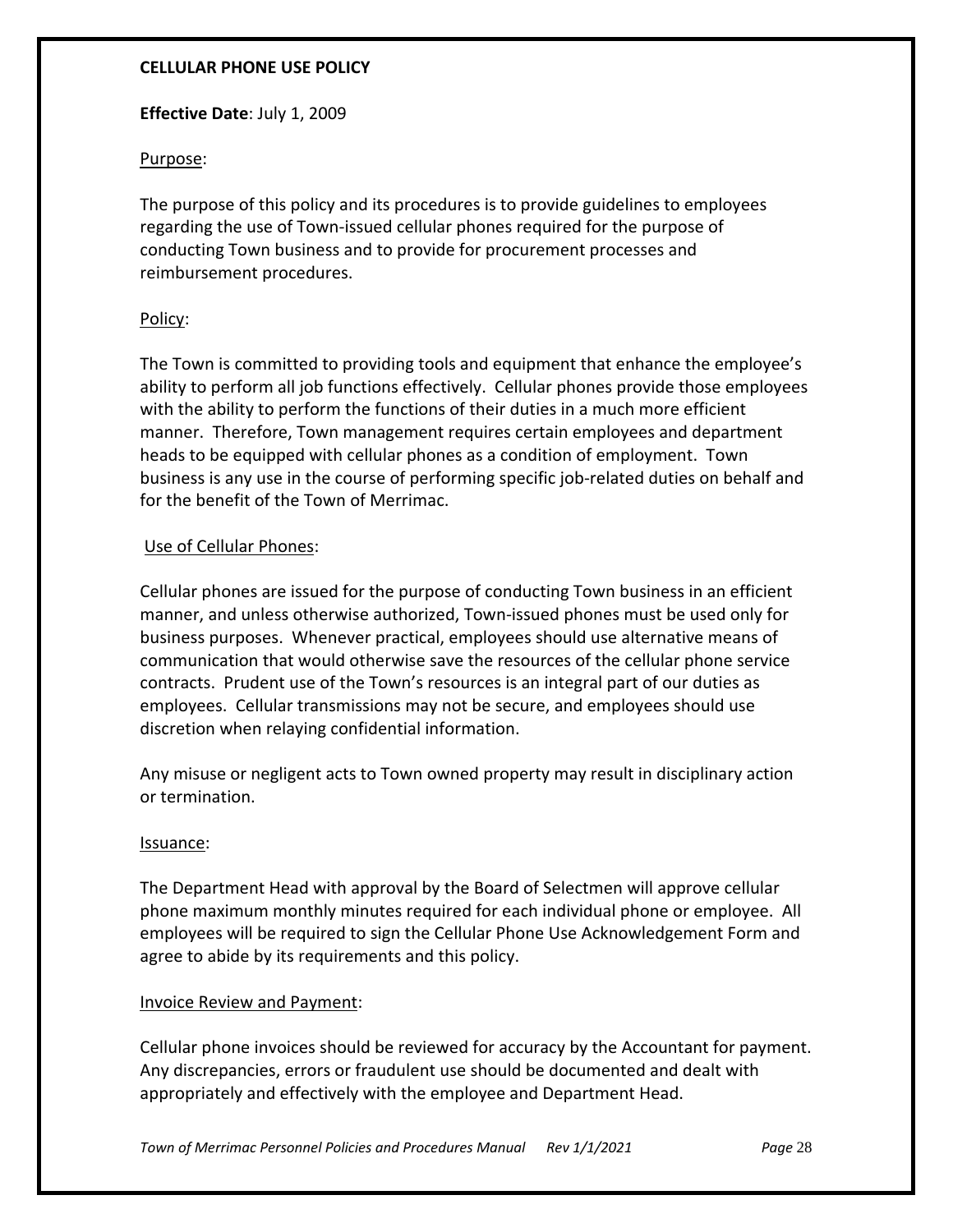**CELLULAR PHONE USE POLICY**

**Effective Date**: July 1, 2009

Purpose:

The purpose of this policy and its procedures is to provide guidelines to employees regarding the use of Town-issued cellular phones required for the purpose of conducting Town business and to provide for procurement processes and reimbursement procedures.

Policy:

The Town is committed to providing tools and equipment that enhance the employee's ability to perform all job functions effectively. Cellular phones provide those employees with the ability to perform the functions of their duties in a much more efficient manner. Therefore, Town management requires certain employees and department heads to be equipped with cellular phones as a condition of employment. Town business is any use in the course of performing specific job-related duties on behalf and for the benefit of the Town of Merrimac.

Use of Cellular Phones:

Cellular phones are issued for the purpose of conducting Town business in an efficient manner, and unless otherwise authorized, Town-issued phones must be used only for business purposes. Whenever practical, employees should use alternative means of communication that would otherwise save the resources of the cellular phone service contracts. Prudent use of the Town's resources is an integral part of our duties as employees. Cellular transmissions may not be secure, and employees should use discretion when relaying confidential information.

Any misuse or negligent acts to Town owned property may result in disciplinary action or termination.

Issuance:

The Department Head with approval by the Board of Selectmen will approve cellular phone maximum monthly minutes required for each individual phone or employee. All employees will be required to sign the Cellular Phone Use Acknowledgement Form and agree to abide by its requirements and this policy.

Invoice Review and Payment:

Cellular phone invoices should be reviewed for accuracy by the Accountant for payment. Any discrepancies, errors or fraudulent use should be documented and dealt with appropriately and effectively with the employee and Department Head.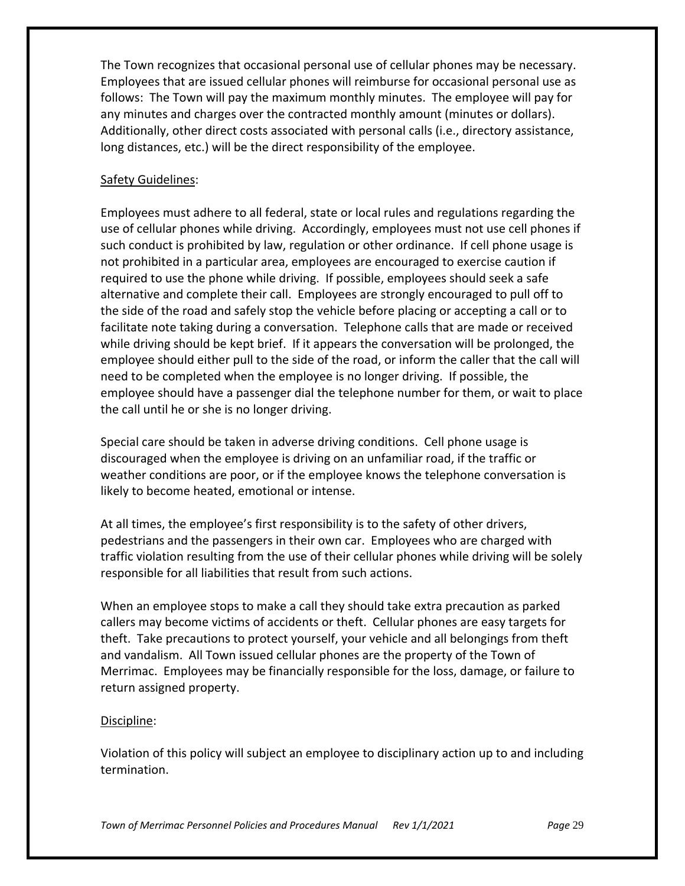The Town recognizes that occasional personal use of cellular phones may be necessary. Employees that are issued cellular phones will reimburse for occasional personal use as follows: The Town will pay the maximum monthly minutes. The employee will pay for any minutes and charges over the contracted monthly amount (minutes or dollars). Additionally, other direct costs associated with personal calls (i.e., directory assistance, long distances, etc.) will be the direct responsibility of the employee.

<u>Safety Guidelines</u>:

Employees must adhere to all federal, state or local rules and regulations regarding the use of cellular phones while driving. Accordingly, employees must not use cell phones if such conduct is prohibited by law, regulation or other ordinance. If cell phone usage is not prohibited in a particular area, employees are encouraged to exercise caution if required to use the phone while driving. If possible, employees should seek a safe alternative and complete their call. Employees are strongly encouraged to pull off to the side of the road and safely stop the vehicle before placing or accepting a call or to facilitate note taking during a conversation. Telephone calls that are made or received while driving should be kept brief. If it appears the conversation will be prolonged, the employee should either pull to the side of the road, or inform the caller that the call will need to be completed when the employee is no longer driving. If possible, the employee should have a passenger dial the telephone number for them, or wait to place the call until he or she is no longer driving.

Special care should be taken in adverse driving conditions. Cell phone usage is discouraged when the employee is driving on an unfamiliar road, if the traffic or weather conditions are poor, or if the employee knows the telephone conversation is likely to become heated, emotional or intense.

At all times, the employee's first responsibility is to the safety of other drivers, pedestrians and the passengers in their own car. Employees who are charged with traffic violation resulting from the use of their cellular phones while driving will be solely responsible for all liabilities that result from such actions.

When an employee stops to make a call they should take extra precaution as parked callers may become victims of accidents or theft. Cellular phones are easy targets for theft. Take precautions to protect yourself, your vehicle and all belongings from theft and vandalism. All Town issued cellular phones are the property of the Town of Merrimac. Employees may be financially responsible for the loss, damage, or failure to return assigned property.

<u>Discipline</u>:

Violation of this policy will subject an employee to disciplinary action up to and including termination.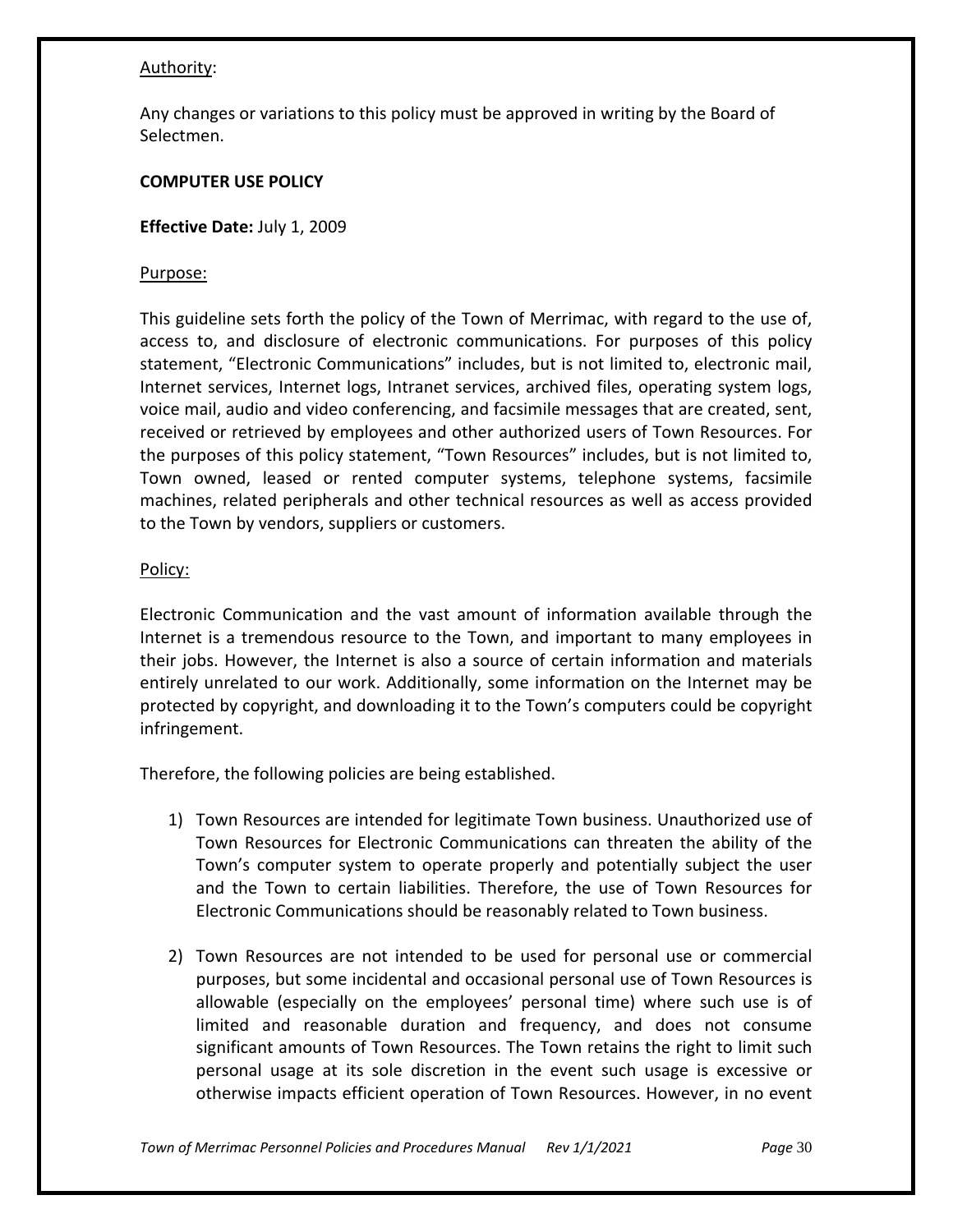Authority:

Any changes or variations to this policy must be approved in writing by the Board of Selectmen.

## COMPUTER USE POLICY

**Effective Date:** July 1, 2009

Purpose:

This guideline sets forth the policy of the Town of Merrimac, with regard to the use of, access to, and disclosure of electronic communications. For purposes of this policy statement, "Electronic Communications" includes, but is not limited to, electronic mail, Internet services, Internet logs, Intranet services, archived files, operating system logs, voice mail, audio and video conferencing, and facsimile messages that are created, sent, received or retrieved by employees and other authorized users of Town Resources. For the purposes of this policy statement, "Town Resources" includes, but is not limited to, Town owned, leased or rented computer systems, telephone systems, facsimile machines, related peripherals and other technical resources as well as access provided to the Town by vendors, suppliers or customers.

Policy:

Electronic Communication and the vast amount of information available through the Internet is a tremendous resource to the Town, and important to many employees in their jobs. However, the Internet is also a source of certain information and materials entirely unrelated to our work. Additionally, some information on the Internet may be protected by copyright, and downloading it to the Town's computers could be copyright infringement.

Therefore, the following policies are being established.

1) Town Resources are intended for legitimate Town business. Unauthorized use of Town Resources for Electronic Communications can threaten the ability of the Town's computer system to operate properly and potentially subject the user and the Town to certain liabilities. Therefore, the use of Town Resources for Electronic Communications should be reasonably related to Town business.

2) Town Resources are not intended to be used for personal use or commercial purposes, but some incidental and occasional personal use of Town Resources is allowable (especially on the employees' personal time) where such use is of limited and reasonable duration and frequency, and does not consume significant amounts of Town Resources. The Town retains the right to limit such personal usage at its sole discretion in the event such usage is excessive or otherwise impacts efficient operation of Town Resources. However, in no event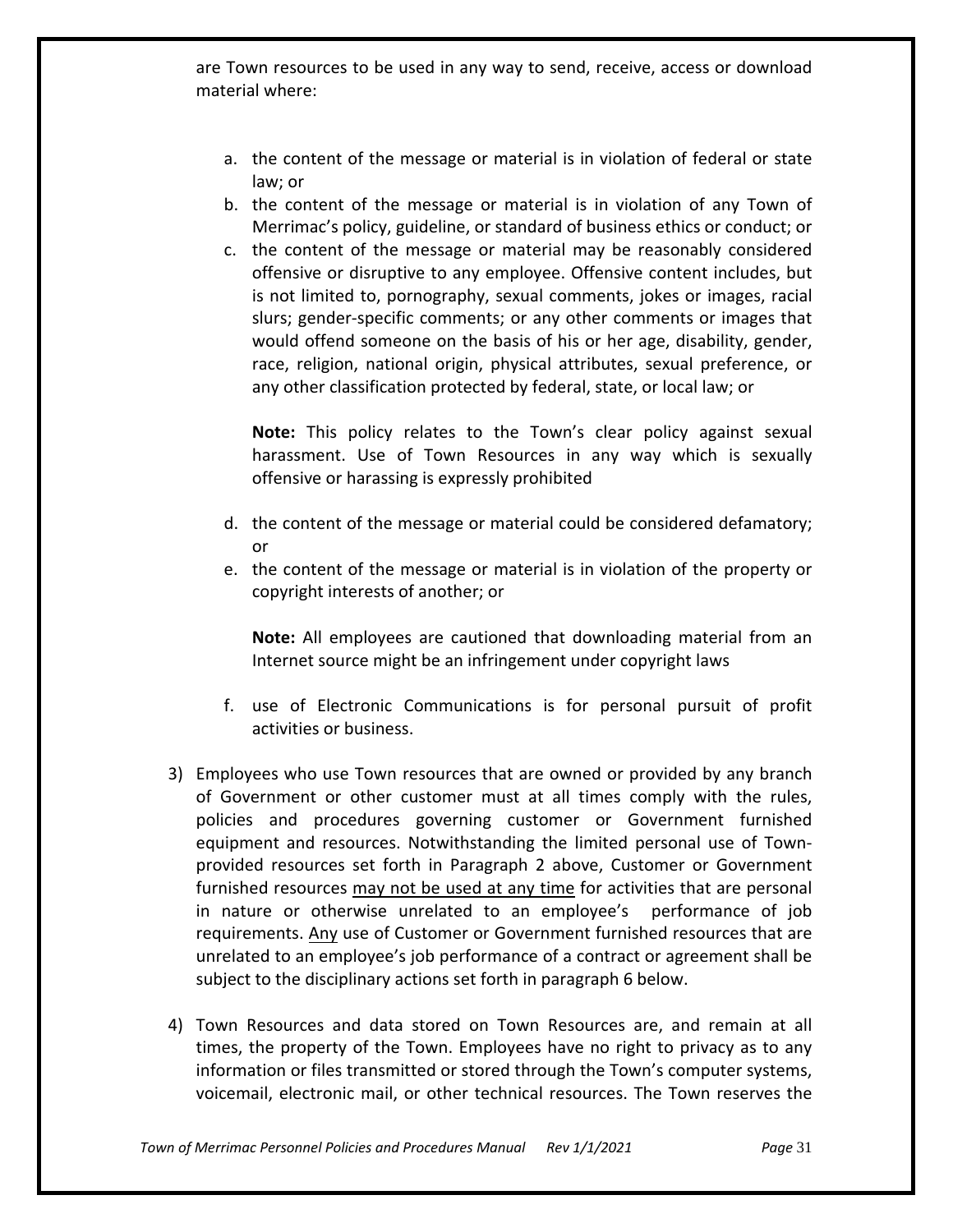are Town resources to be used in any way to send, receive, access or download material where:

a. the content of the message or material is in violation of federal or state law; or
b. the content of the message or material is in violation of any Town of Merrimac's policy, guideline, or standard of business ethics or conduct; or
c. the content of the message or material may be reasonably considered offensive or disruptive to any employee. Offensive content includes, but is not limited to, pornography, sexual comments, jokes or images, racial slurs; gender-specific comments; or any other comments or images that would offend someone on the basis of his or her age, disability, gender, race, religion, national origin, physical attributes, sexual preference, or any other classification protected by federal, state, or local law; or

   **Note:** This policy relates to the Town's clear policy against sexual harassment. Use of Town Resources in any way which is sexually offensive or harassing is expressly prohibited

d. the content of the message or material could be considered defamatory; or
e. the content of the message or material is in violation of the property or copyright interests of another; or

   **Note:** All employees are cautioned that downloading material from an Internet source might be an infringement under copyright laws

f. use of Electronic Communications is for personal pursuit of profit activities or business.

3) Employees who use Town resources that are owned or provided by any branch of Government or other customer must at all times comply with the rules, policies and procedures governing customer or Government furnished equipment and resources. Notwithstanding the limited personal use of Town-provided resources set forth in Paragraph 2 above, Customer or Government furnished resources <u>may not be used at any time</u> for activities that are personal in nature or otherwise unrelated to an employee's performance of job requirements. <u>Any</u> use of Customer or Government furnished resources that are unrelated to an employee's job performance of a contract or agreement shall be subject to the disciplinary actions set forth in paragraph 6 below.

4) Town Resources and data stored on Town Resources are, and remain at all times, the property of the Town. Employees have no right to privacy as to any information or files transmitted or stored through the Town's computer systems, voicemail, electronic mail, or other technical resources. The Town reserves the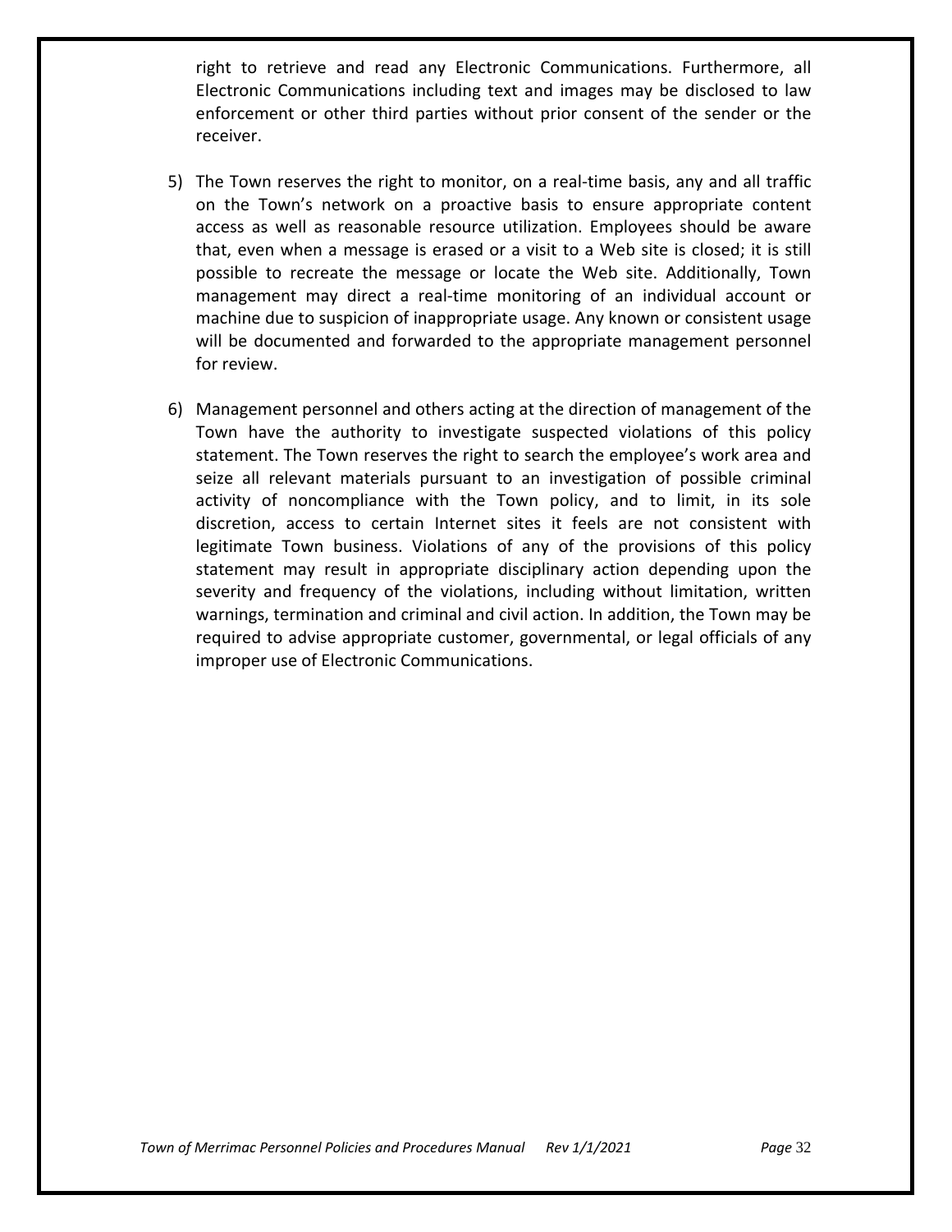right to retrieve and read any Electronic Communications. Furthermore, all Electronic Communications including text and images may be disclosed to law enforcement or other third parties without prior consent of the sender or the receiver.

5) The Town reserves the right to monitor, on a real-time basis, any and all traffic on the Town's network on a proactive basis to ensure appropriate content access as well as reasonable resource utilization. Employees should be aware that, even when a message is erased or a visit to a Web site is closed; it is still possible to recreate the message or locate the Web site. Additionally, Town management may direct a real-time monitoring of an individual account or machine due to suspicion of inappropriate usage. Any known or consistent usage will be documented and forwarded to the appropriate management personnel for review.

6) Management personnel and others acting at the direction of management of the Town have the authority to investigate suspected violations of this policy statement. The Town reserves the right to search the employee's work area and seize all relevant materials pursuant to an investigation of possible criminal activity of noncompliance with the Town policy, and to limit, in its sole discretion, access to certain Internet sites it feels are not consistent with legitimate Town business. Violations of any of the provisions of this policy statement may result in appropriate disciplinary action depending upon the severity and frequency of the violations, including without limitation, written warnings, termination and criminal and civil action. In addition, the Town may be required to advise appropriate customer, governmental, or legal officials of any improper use of Electronic Communications.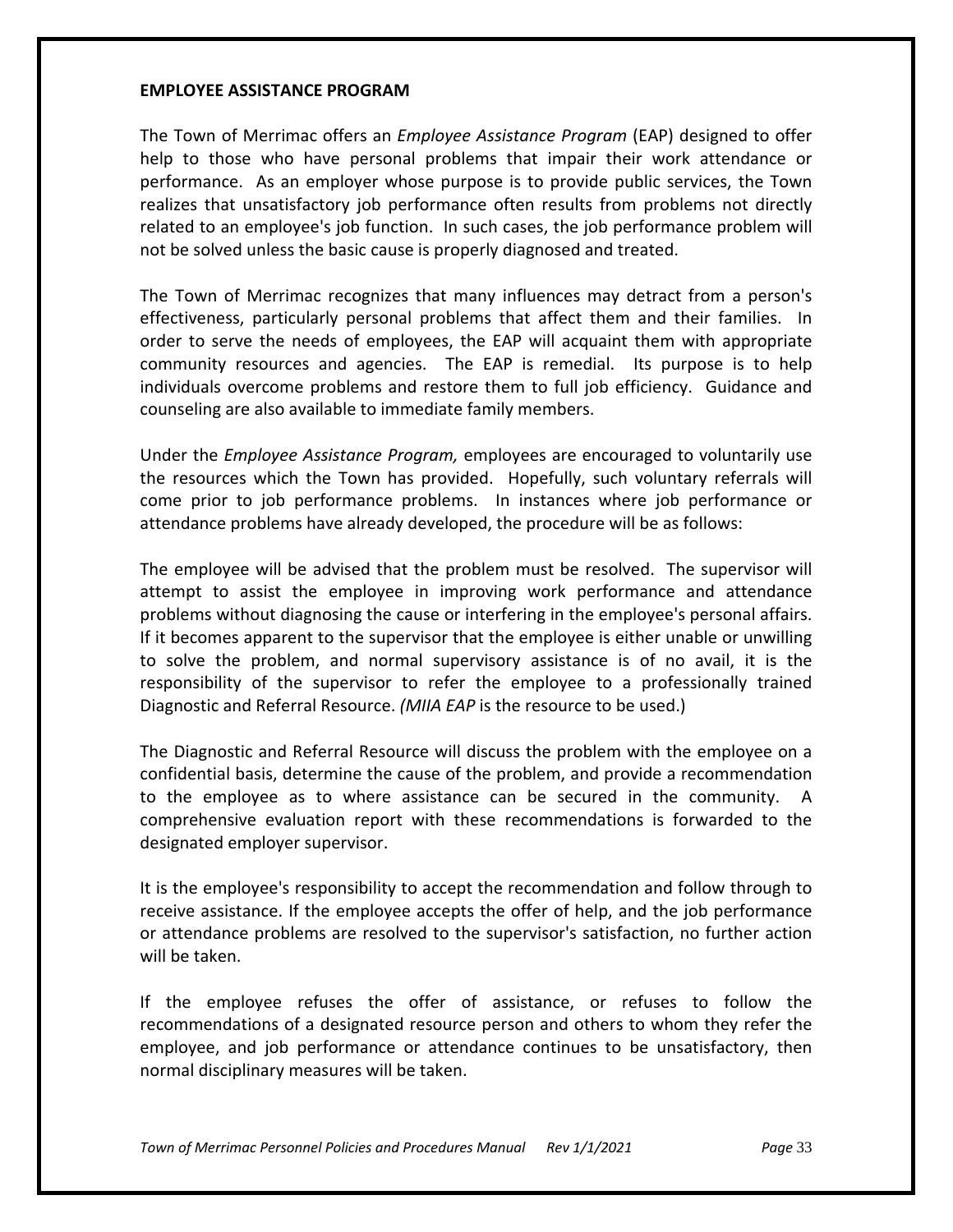## EMPLOYEE ASSISTANCE PROGRAM

The Town of Merrimac offers an *Employee Assistance Program* (EAP) designed to offer help to those who have personal problems that impair their work attendance or performance. As an employer whose purpose is to provide public services, the Town realizes that unsatisfactory job performance often results from problems not directly related to an employee's job function. In such cases, the job performance problem will not be solved unless the basic cause is properly diagnosed and treated.

The Town of Merrimac recognizes that many influences may detract from a person's effectiveness, particularly personal problems that affect them and their families. In order to serve the needs of employees, the EAP will acquaint them with appropriate community resources and agencies. The EAP is remedial. Its purpose is to help individuals overcome problems and restore them to full job efficiency. Guidance and counseling are also available to immediate family members.

Under the *Employee Assistance Program,* employees are encouraged to voluntarily use the resources which the Town has provided. Hopefully, such voluntary referrals will come prior to job performance problems. In instances where job performance or attendance problems have already developed, the procedure will be as follows:

The employee will be advised that the problem must be resolved. The supervisor will attempt to assist the employee in improving work performance and attendance problems without diagnosing the cause or interfering in the employee's personal affairs. If it becomes apparent to the supervisor that the employee is either unable or unwilling to solve the problem, and normal supervisory assistance is of no avail, it is the responsibility of the supervisor to refer the employee to a professionally trained Diagnostic and Referral Resource. *(MIIA EAP* is the resource to be used.)

The Diagnostic and Referral Resource will discuss the problem with the employee on a confidential basis, determine the cause of the problem, and provide a recommendation to the employee as to where assistance can be secured in the community. A comprehensive evaluation report with these recommendations is forwarded to the designated employer supervisor.

It is the employee's responsibility to accept the recommendation and follow through to receive assistance. If the employee accepts the offer of help, and the job performance or attendance problems are resolved to the supervisor's satisfaction, no further action will be taken.

If the employee refuses the offer of assistance, or refuses to follow the recommendations of a designated resource person and others to whom they refer the employee, and job performance or attendance continues to be unsatisfactory, then normal disciplinary measures will be taken.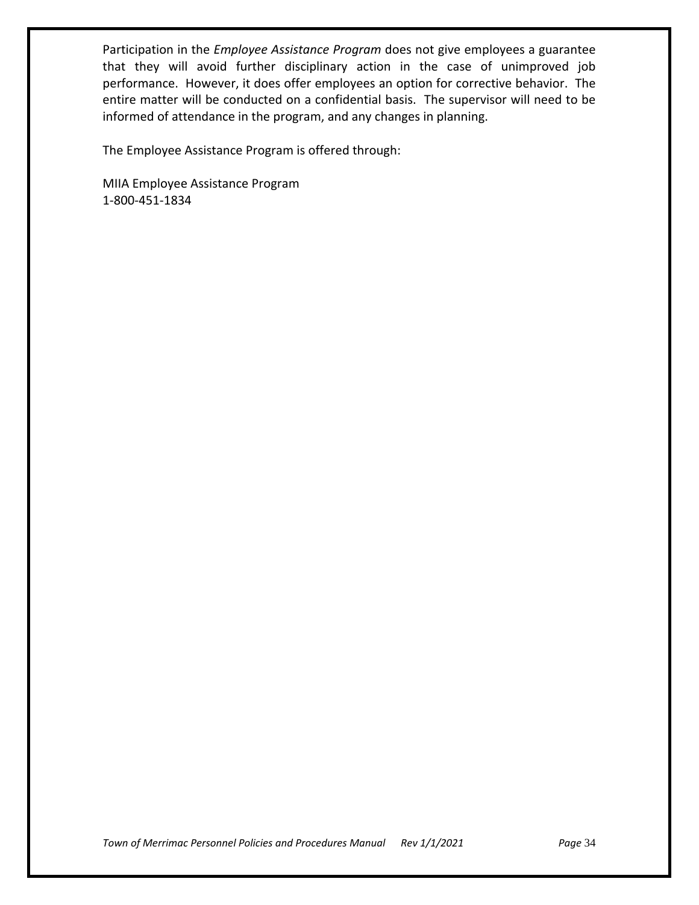Participation in the *Employee Assistance Program* does not give employees a guarantee that they will avoid further disciplinary action in the case of unimproved job performance. However, it does offer employees an option for corrective behavior. The entire matter will be conducted on a confidential basis. The supervisor will need to be informed of attendance in the program, and any changes in planning.

The Employee Assistance Program is offered through:

MIIA Employee Assistance Program
1-800-451-1834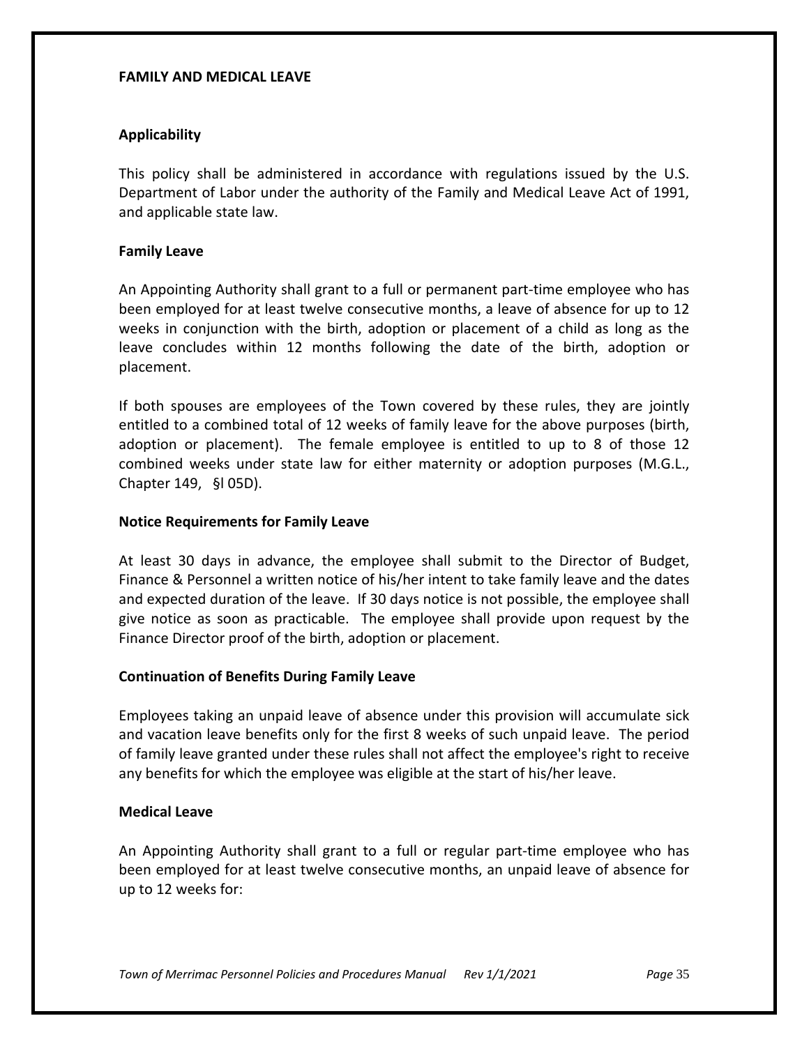## FAMILY AND MEDICAL LEAVE

### Applicability

This policy shall be administered in accordance with regulations issued by the U.S. Department of Labor under the authority of the Family and Medical Leave Act of 1991, and applicable state law.

### Family Leave

An Appointing Authority shall grant to a full or permanent part-time employee who has been employed for at least twelve consecutive months, a leave of absence for up to 12 weeks in conjunction with the birth, adoption or placement of a child as long as the leave concludes within 12 months following the date of the birth, adoption or placement.

If both spouses are employees of the Town covered by these rules, they are jointly entitled to a combined total of 12 weeks of family leave for the above purposes (birth, adoption or placement). The female employee is entitled to up to 8 of those 12 combined weeks under state law for either maternity or adoption purposes (M.G.L., Chapter 149, §l 05D).

### Notice Requirements for Family Leave

At least 30 days in advance, the employee shall submit to the Director of Budget, Finance & Personnel a written notice of his/her intent to take family leave and the dates and expected duration of the leave. If 30 days notice is not possible, the employee shall give notice as soon as practicable. The employee shall provide upon request by the Finance Director proof of the birth, adoption or placement.

### Continuation of Benefits During Family Leave

Employees taking an unpaid leave of absence under this provision will accumulate sick and vacation leave benefits only for the first 8 weeks of such unpaid leave. The period of family leave granted under these rules shall not affect the employee's right to receive any benefits for which the employee was eligible at the start of his/her leave.

### Medical Leave

An Appointing Authority shall grant to a full or regular part-time employee who has been employed for at least twelve consecutive months, an unpaid leave of absence for up to 12 weeks for: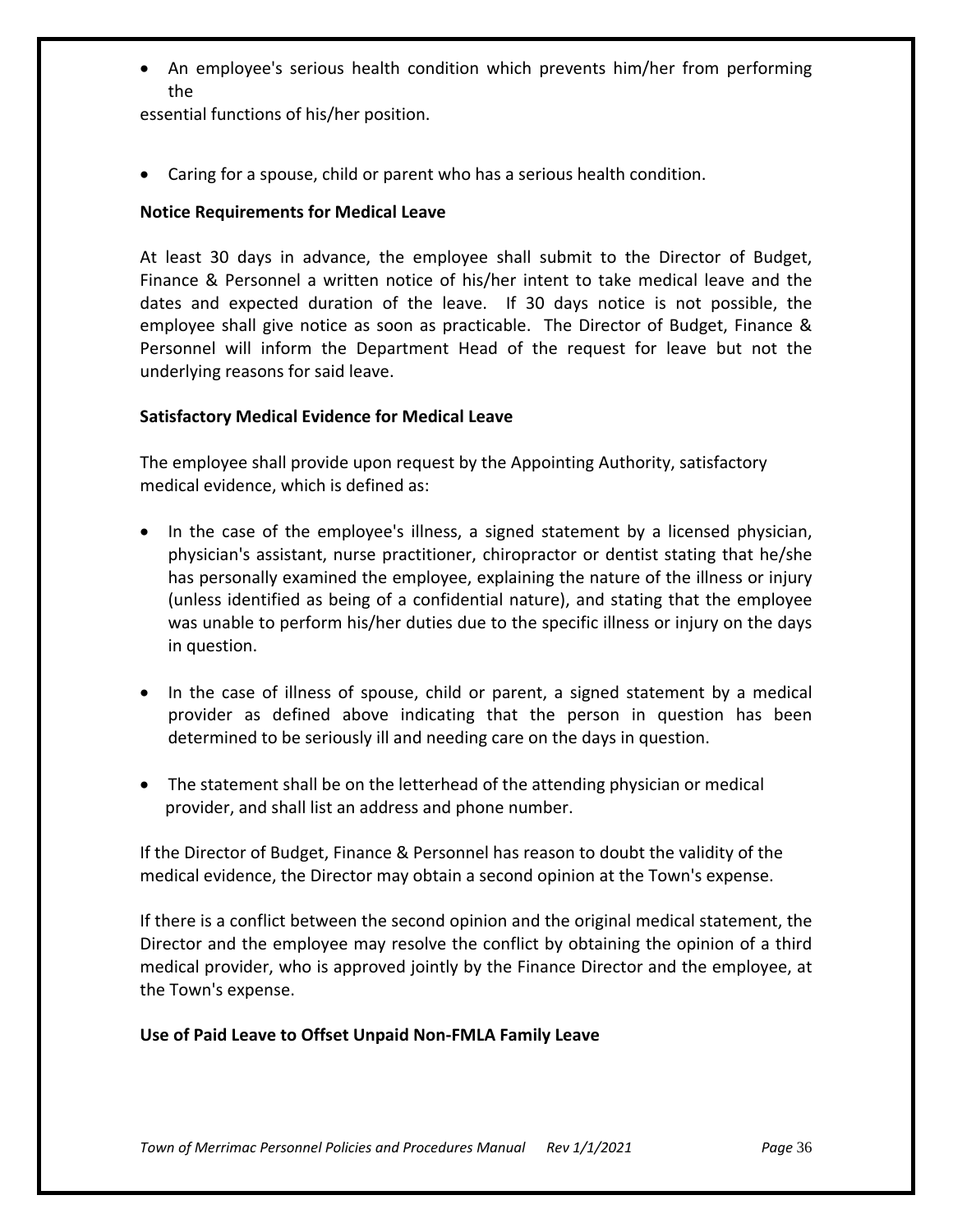- An employee's serious health condition which prevents him/her from performing the essential functions of his/her position.

- Caring for a spouse, child or parent who has a serious health condition.

**Notice Requirements for Medical Leave**

At least 30 days in advance, the employee shall submit to the Director of Budget, Finance & Personnel a written notice of his/her intent to take medical leave and the dates and expected duration of the leave. If 30 days notice is not possible, the employee shall give notice as soon as practicable. The Director of Budget, Finance & Personnel will inform the Department Head of the request for leave but not the underlying reasons for said leave.

**Satisfactory Medical Evidence for Medical Leave**

The employee shall provide upon request by the Appointing Authority, satisfactory medical evidence, which is defined as:

- In the case of the employee's illness, a signed statement by a licensed physician, physician's assistant, nurse practitioner, chiropractor or dentist stating that he/she has personally examined the employee, explaining the nature of the illness or injury (unless identified as being of a confidential nature), and stating that the employee was unable to perform his/her duties due to the specific illness or injury on the days in question.

- In the case of illness of spouse, child or parent, a signed statement by a medical provider as defined above indicating that the person in question has been determined to be seriously ill and needing care on the days in question.

- The statement shall be on the letterhead of the attending physician or medical provider, and shall list an address and phone number.

If the Director of Budget, Finance & Personnel has reason to doubt the validity of the medical evidence, the Director may obtain a second opinion at the Town's expense.

If there is a conflict between the second opinion and the original medical statement, the Director and the employee may resolve the conflict by obtaining the opinion of a third medical provider, who is approved jointly by the Finance Director and the employee, at the Town's expense.

**Use of Paid Leave to Offset Unpaid Non-FMLA Family Leave**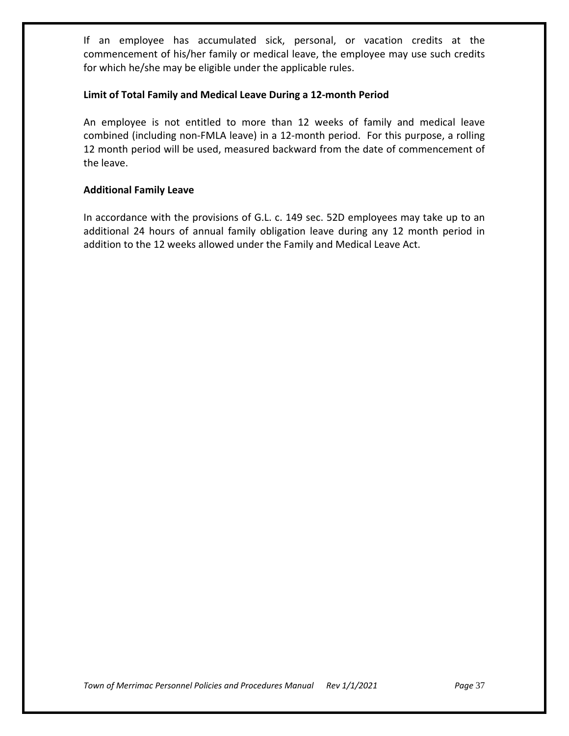If an employee has accumulated sick, personal, or vacation credits at the commencement of his/her family or medical leave, the employee may use such credits for which he/she may be eligible under the applicable rules.

**Limit of Total Family and Medical Leave During a 12-month Period**

An employee is not entitled to more than 12 weeks of family and medical leave combined (including non-FMLA leave) in a 12-month period. For this purpose, a rolling 12 month period will be used, measured backward from the date of commencement of the leave.

**Additional Family Leave**

In accordance with the provisions of G.L. c. 149 sec. 52D employees may take up to an additional 24 hours of annual family obligation leave during any 12 month period in addition to the 12 weeks allowed under the Family and Medical Leave Act.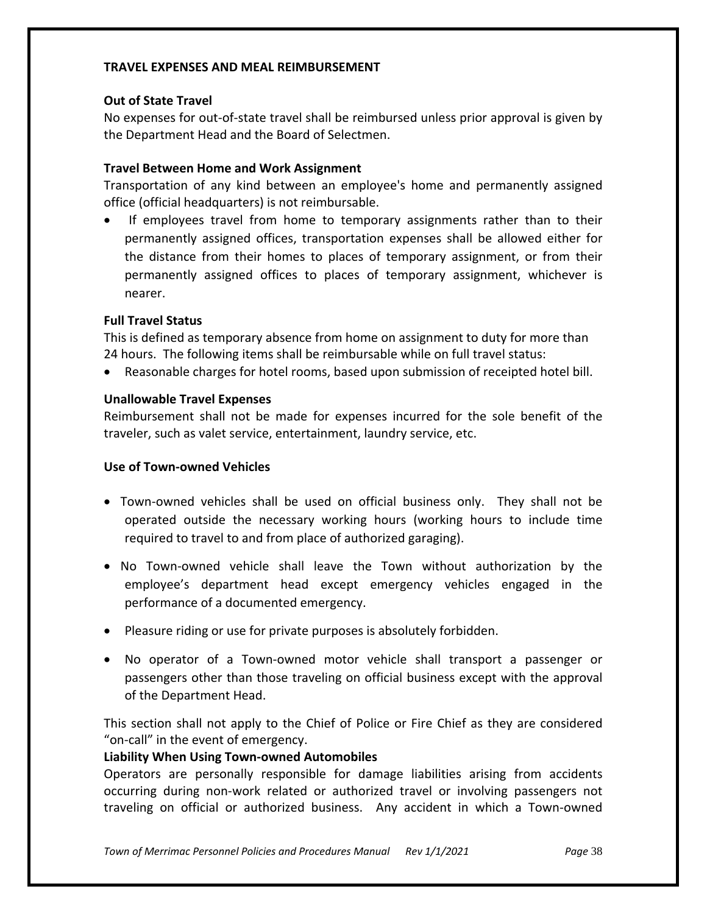## TRAVEL EXPENSES AND MEAL REIMBURSEMENT

### Out of State Travel

No expenses for out-of-state travel shall be reimbursed unless prior approval is given by the Department Head and the Board of Selectmen.

### Travel Between Home and Work Assignment

Transportation of any kind between an employee's home and permanently assigned office (official headquarters) is not reimbursable.

- If employees travel from home to temporary assignments rather than to their permanently assigned offices, transportation expenses shall be allowed either for the distance from their homes to places of temporary assignment, or from their permanently assigned offices to places of temporary assignment, whichever is nearer.

### Full Travel Status

This is defined as temporary absence from home on assignment to duty for more than 24 hours. The following items shall be reimbursable while on full travel status:

- Reasonable charges for hotel rooms, based upon submission of receipted hotel bill.

### Unallowable Travel Expenses

Reimbursement shall not be made for expenses incurred for the sole benefit of the traveler, such as valet service, entertainment, laundry service, etc.

### Use of Town-owned Vehicles

- Town-owned vehicles shall be used on official business only. They shall not be operated outside the necessary working hours (working hours to include time required to travel to and from place of authorized garaging).
- No Town-owned vehicle shall leave the Town without authorization by the employee's department head except emergency vehicles engaged in the performance of a documented emergency.
- Pleasure riding or use for private purposes is absolutely forbidden.
- No operator of a Town-owned motor vehicle shall transport a passenger or passengers other than those traveling on official business except with the approval of the Department Head.

This section shall not apply to the Chief of Police or Fire Chief as they are considered "on-call" in the event of emergency.

### Liability When Using Town-owned Automobiles

Operators are personally responsible for damage liabilities arising from accidents occurring during non-work related or authorized travel or involving passengers not traveling on official or authorized business. Any accident in which a Town-owned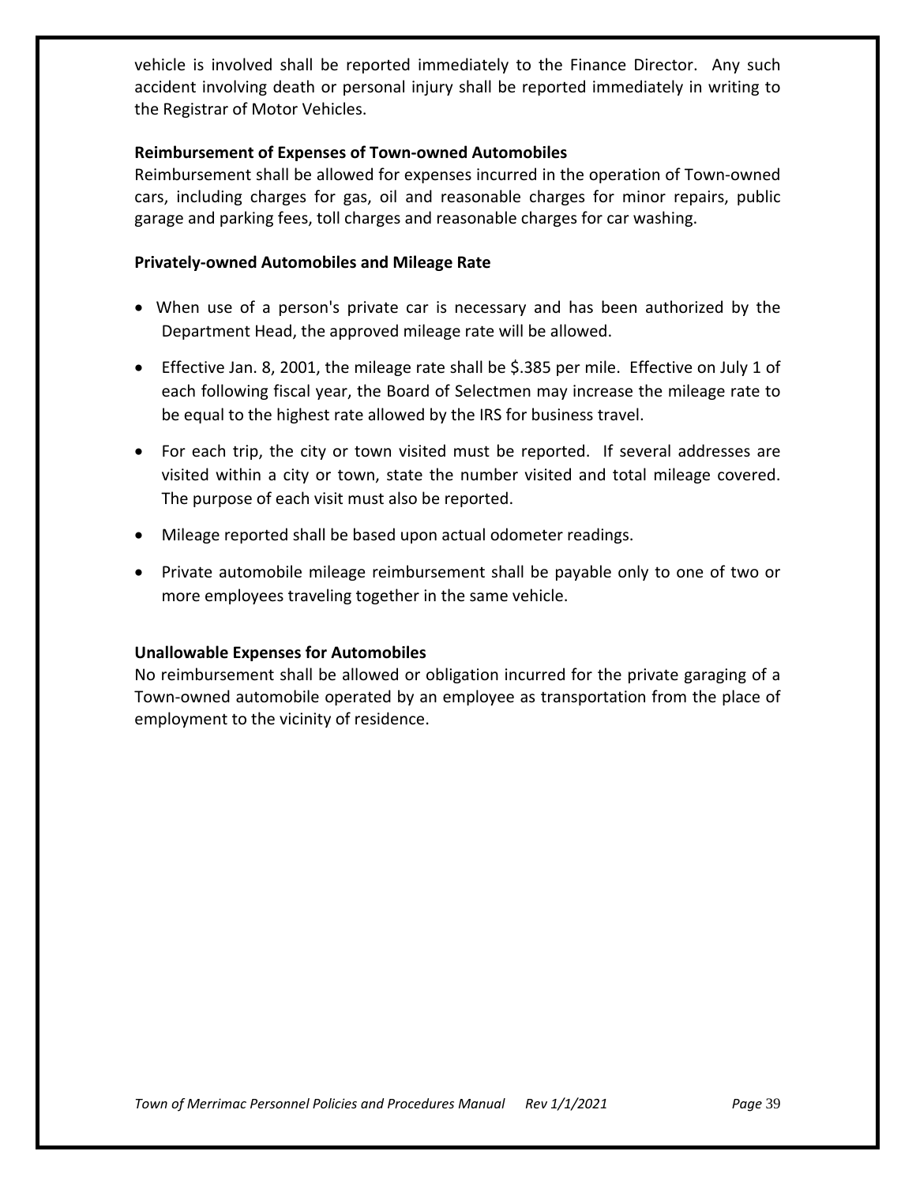vehicle is involved shall be reported immediately to the Finance Director. Any such accident involving death or personal injury shall be reported immediately in writing to the Registrar of Motor Vehicles.

**Reimbursement of Expenses of Town-owned Automobiles**

Reimbursement shall be allowed for expenses incurred in the operation of Town-owned cars, including charges for gas, oil and reasonable charges for minor repairs, public garage and parking fees, toll charges and reasonable charges for car washing.

**Privately-owned Automobiles and Mileage Rate**

- When use of a person's private car is necessary and has been authorized by the Department Head, the approved mileage rate will be allowed.
- Effective Jan. 8, 2001, the mileage rate shall be $.385 per mile. Effective on July 1 of each following fiscal year, the Board of Selectmen may increase the mileage rate to be equal to the highest rate allowed by the IRS for business travel.
- For each trip, the city or town visited must be reported. If several addresses are visited within a city or town, state the number visited and total mileage covered. The purpose of each visit must also be reported.
- Mileage reported shall be based upon actual odometer readings.
- Private automobile mileage reimbursement shall be payable only to one of two or more employees traveling together in the same vehicle.

**Unallowable Expenses for Automobiles**

No reimbursement shall be allowed or obligation incurred for the private garaging of a Town-owned automobile operated by an employee as transportation from the place of employment to the vicinity of residence.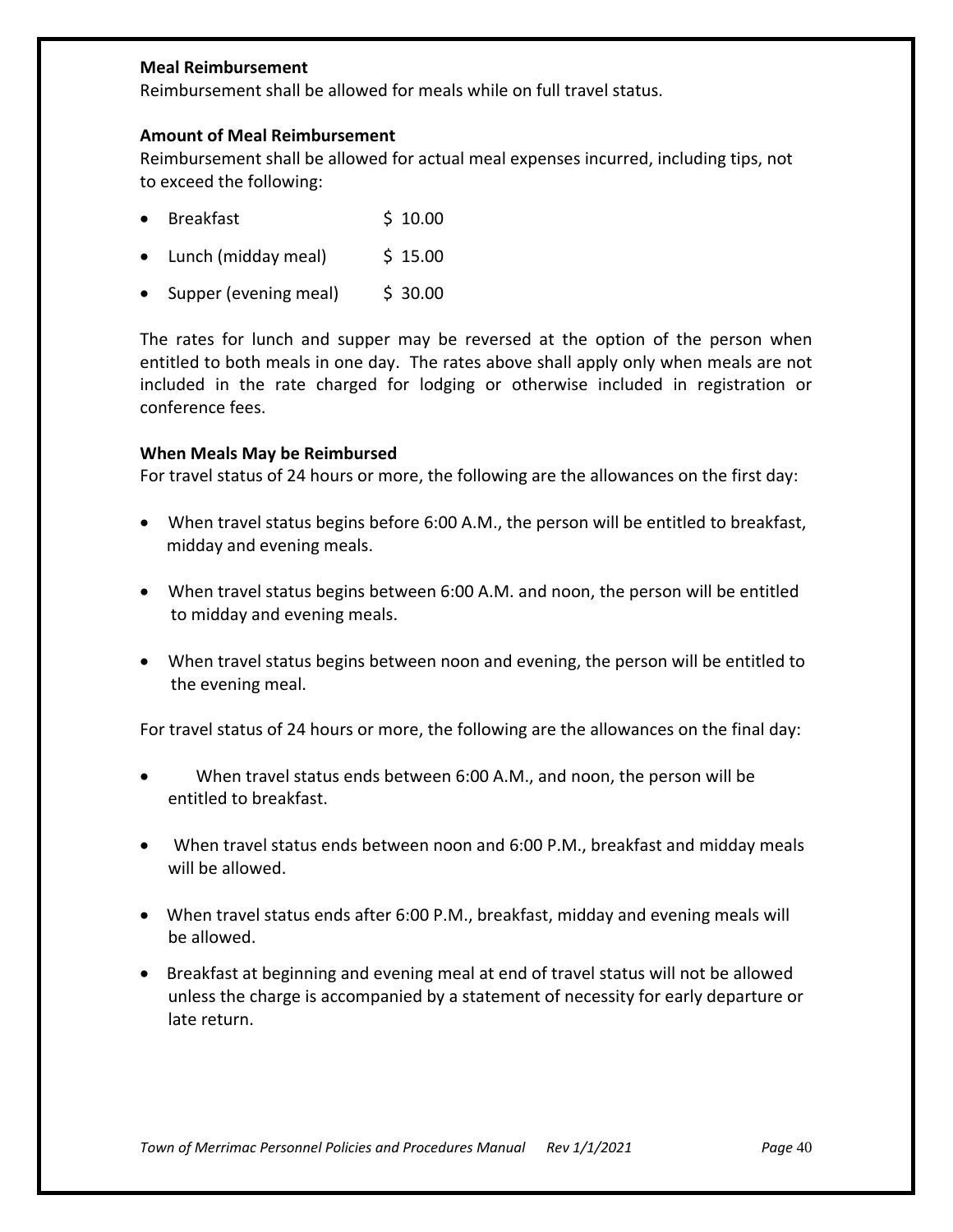**Meal Reimbursement**

Reimbursement shall be allowed for meals while on full travel status.

**Amount of Meal Reimbursement**

Reimbursement shall be allowed for actual meal expenses incurred, including tips, not to exceed the following:

- Breakfast $ 10.00
- Lunch (midday meal) $ 15.00
- Supper (evening meal) $ 30.00

The rates for lunch and supper may be reversed at the option of the person when entitled to both meals in one day. The rates above shall apply only when meals are not included in the rate charged for lodging or otherwise included in registration or conference fees.

**When Meals May be Reimbursed**

For travel status of 24 hours or more, the following are the allowances on the first day:

- When travel status begins before 6:00 A.M., the person will be entitled to breakfast, midday and evening meals.
- When travel status begins between 6:00 A.M. and noon, the person will be entitled to midday and evening meals.
- When travel status begins between noon and evening, the person will be entitled to the evening meal.

For travel status of 24 hours or more, the following are the allowances on the final day:

- When travel status ends between 6:00 A.M., and noon, the person will be entitled to breakfast.
- When travel status ends between noon and 6:00 P.M., breakfast and midday meals will be allowed.
- When travel status ends after 6:00 P.M., breakfast, midday and evening meals will be allowed.
- Breakfast at beginning and evening meal at end of travel status will not be allowed unless the charge is accompanied by a statement of necessity for early departure or late return.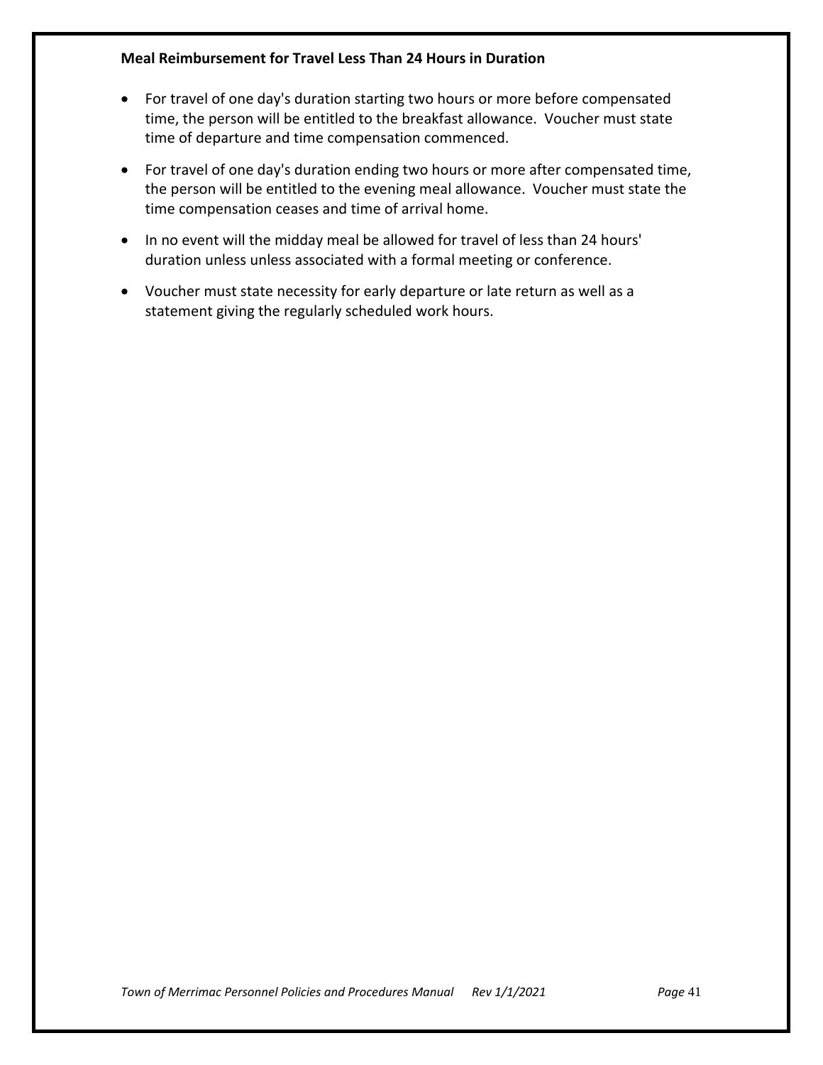**Meal Reimbursement for Travel Less Than 24 Hours in Duration**

- For travel of one day's duration starting two hours or more before compensated time, the person will be entitled to the breakfast allowance. Voucher must state time of departure and time compensation commenced.
- For travel of one day's duration ending two hours or more after compensated time, the person will be entitled to the evening meal allowance. Voucher must state the time compensation ceases and time of arrival home.
- In no event will the midday meal be allowed for travel of less than 24 hours' duration unless unless associated with a formal meeting or conference.
- Voucher must state necessity for early departure or late return as well as a statement giving the regularly scheduled work hours.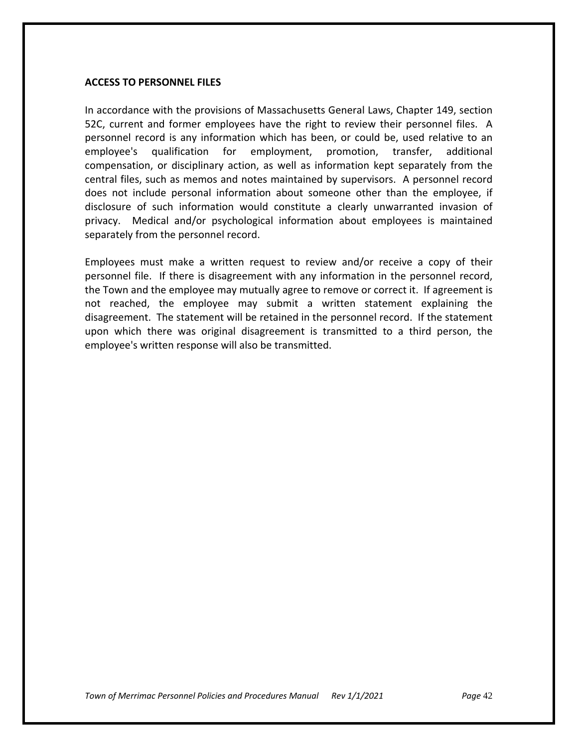## ACCESS TO PERSONNEL FILES

In accordance with the provisions of Massachusetts General Laws, Chapter 149, section 52C, current and former employees have the right to review their personnel files. A personnel record is any information which has been, or could be, used relative to an employee's qualification for employment, promotion, transfer, additional compensation, or disciplinary action, as well as information kept separately from the central files, such as memos and notes maintained by supervisors. A personnel record does not include personal information about someone other than the employee, if disclosure of such information would constitute a clearly unwarranted invasion of privacy. Medical and/or psychological information about employees is maintained separately from the personnel record.

Employees must make a written request to review and/or receive a copy of their personnel file. If there is disagreement with any information in the personnel record, the Town and the employee may mutually agree to remove or correct it. If agreement is not reached, the employee may submit a written statement explaining the disagreement. The statement will be retained in the personnel record. If the statement upon which there was original disagreement is transmitted to a third person, the employee's written response will also be transmitted.